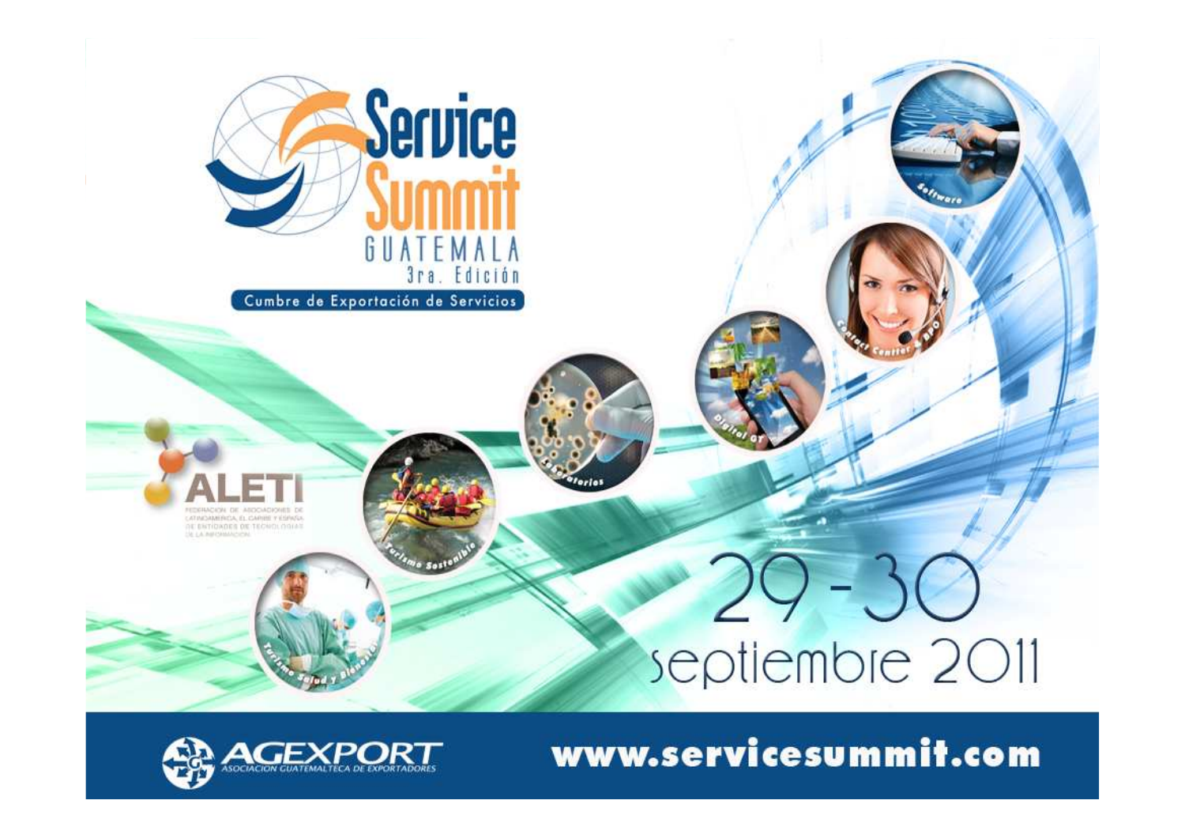# Service Summit

GUATEMALA

3ra. Edición

Cumbre de Exportación de Servicios

Software

Contact Center & BPO

Digital GT

Laboratorios

Turismo Sostenible

Turismo Salud y Bienestar

ALETI

FEDERACION DE ASOCIACIONES DE LATINOAMERICA, EL CARIBE Y ESPAÑA DE ENTIDADES DE TECNOLOGIAS DE LA INFORMACION

## 29 - 30 septiembre 2011

AGEXPORT

ASOCIACION GUATEMALTECA DE EXPORTADORES

www.servicesummit.com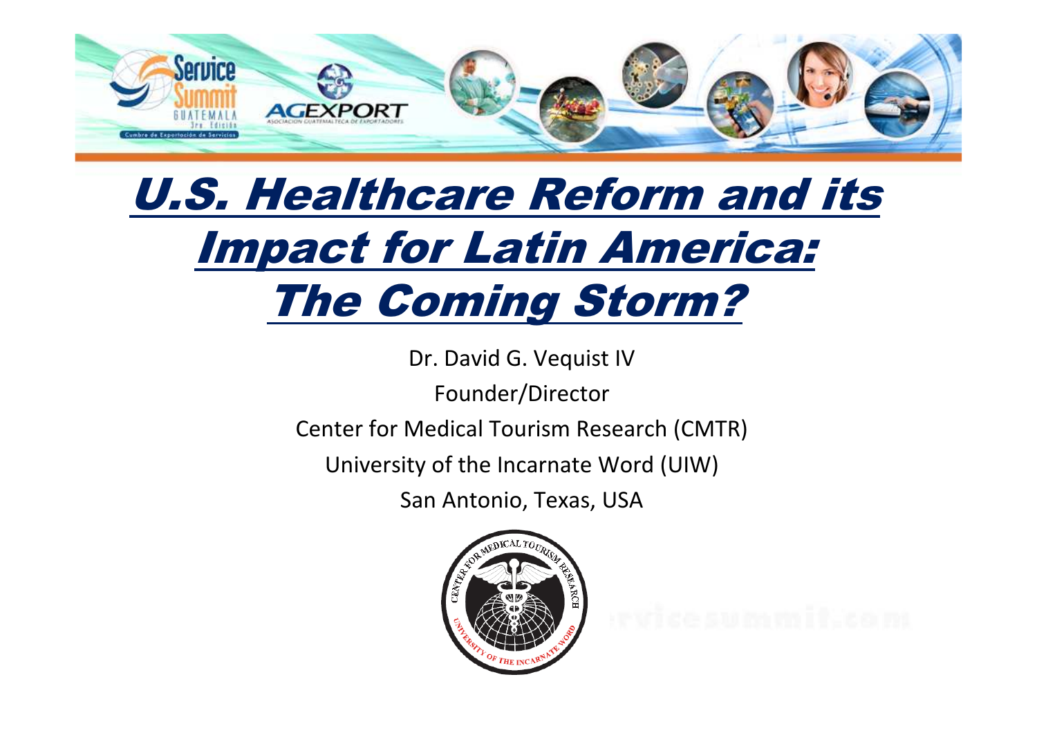# U.S. Healthcare Reform and its Impact for Latin America: The Coming Storm?

Dr. David G. Vequist IV

Founder/Director

Center for Medical Tourism Research (CMTR)

University of the Incarnate Word (UIW)

San Antonio, Texas, USA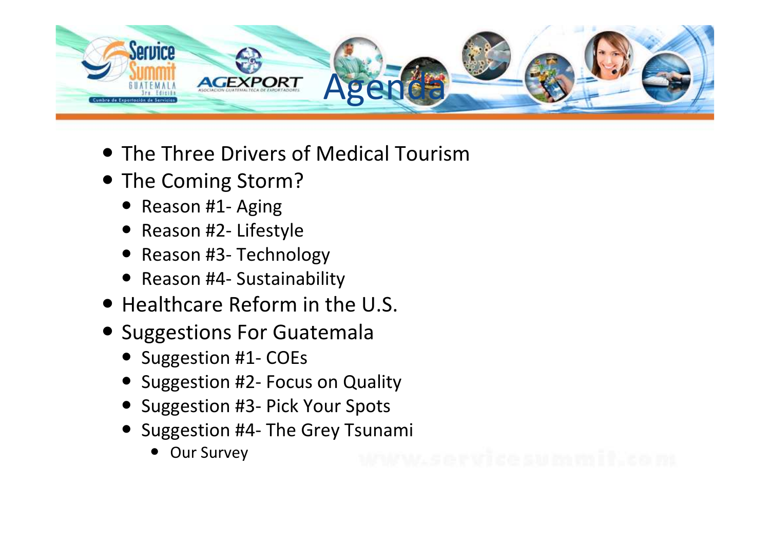# Agenda

- The Three Drivers of Medical Tourism
- The Coming Storm?
  - Reason #1- Aging
  - Reason #2- Lifestyle
  - Reason #3- Technology
  - Reason #4- Sustainability
- Healthcare Reform in the U.S.
- Suggestions For Guatemala
  - Suggestion #1- COEs
  - Suggestion #2- Focus on Quality
  - Suggestion #3- Pick Your Spots
  - Suggestion #4- The Grey Tsunami
    - Our Survey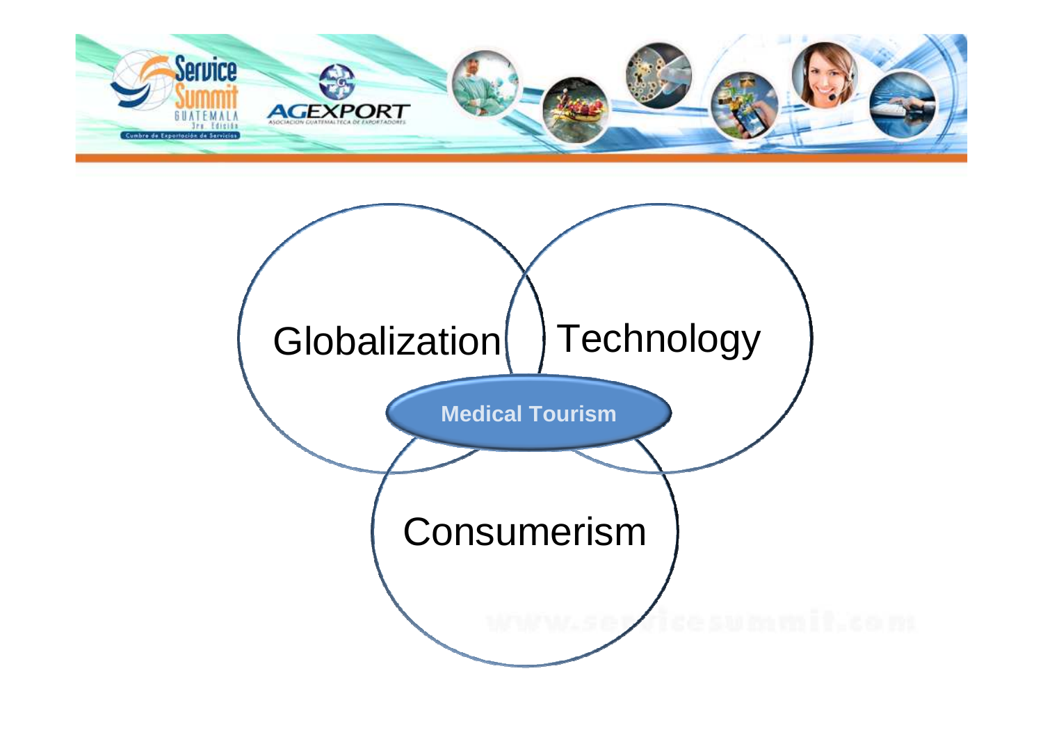Globalization

Technology

Medical Tourism

Consumerism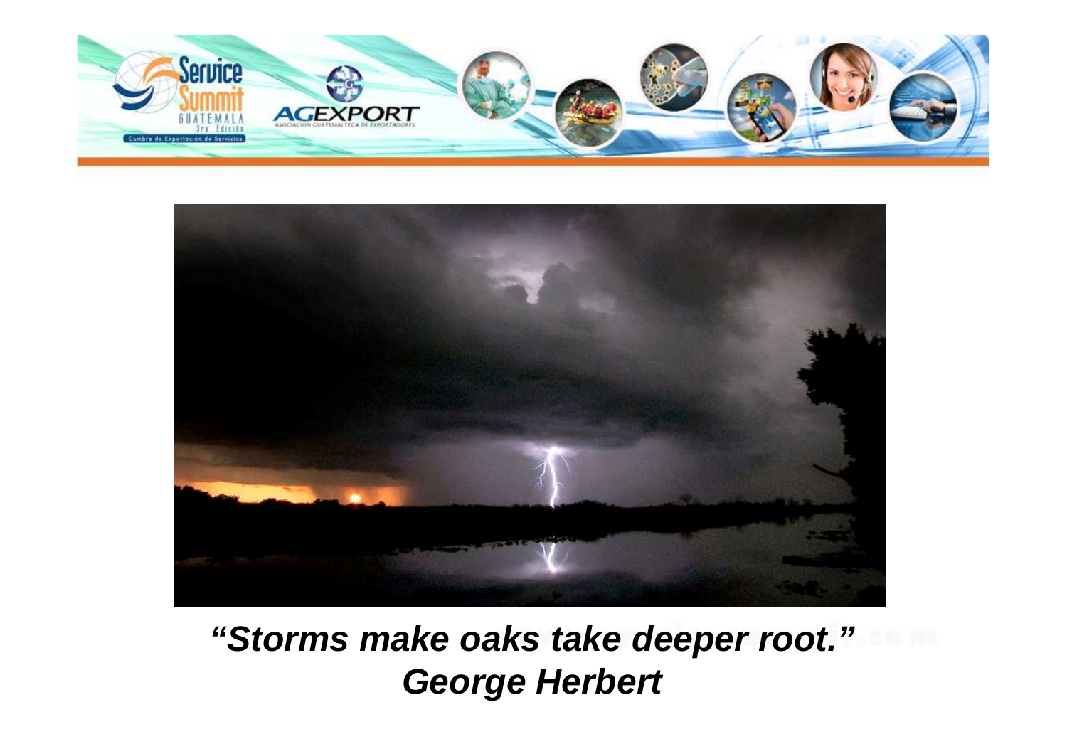***"Storms make oaks take deeper root."***
***George Herbert***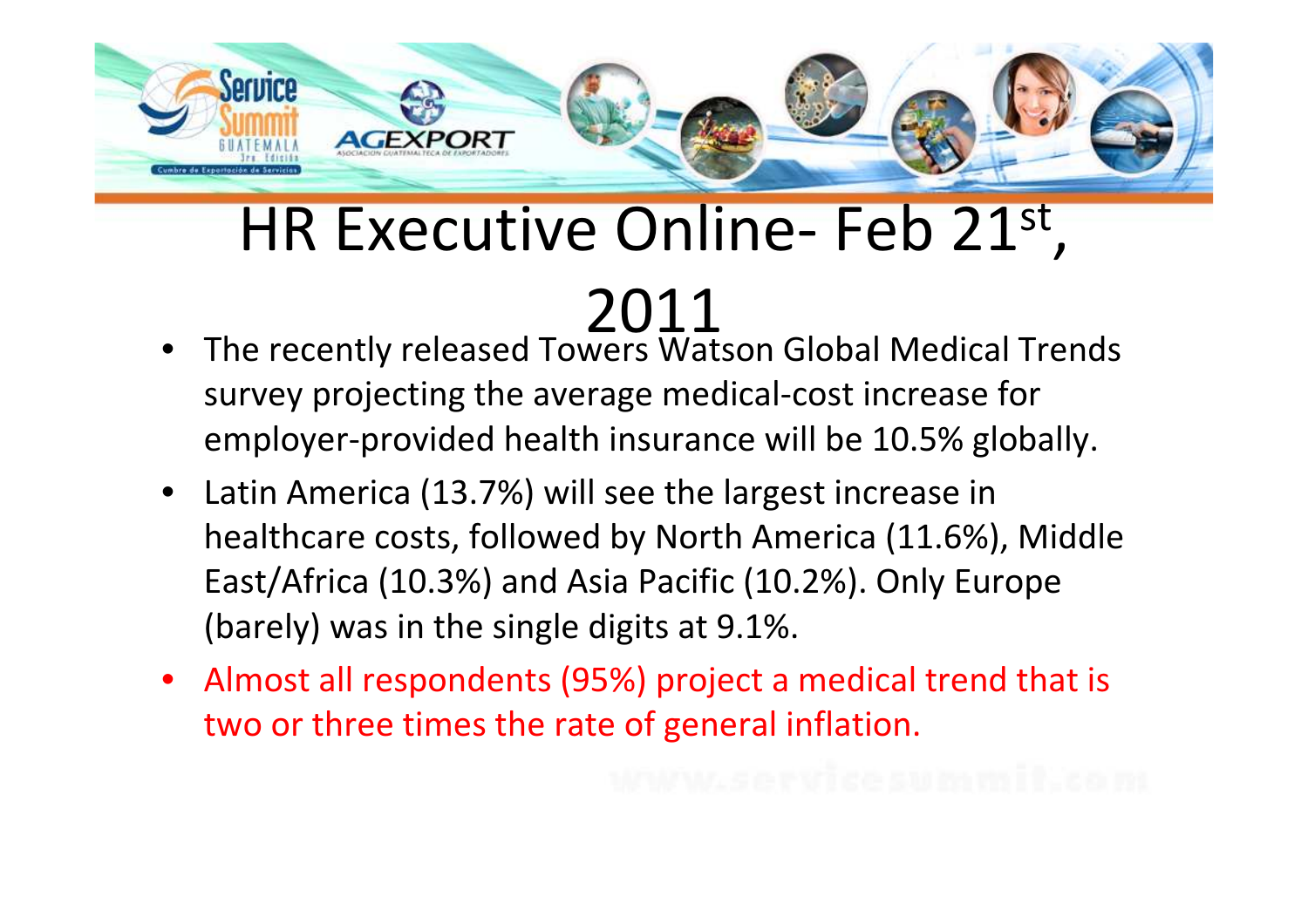# HR Executive Online- Feb 21st, 2011

- The recently released Towers Watson Global Medical Trends survey projecting the average medical-cost increase for employer-provided health insurance will be 10.5% globally.
- Latin America (13.7%) will see the largest increase in healthcare costs, followed by North America (11.6%), Middle East/Africa (10.3%) and Asia Pacific (10.2%). Only Europe (barely) was in the single digits at 9.1%.
- Almost all respondents (95%) project a medical trend that is two or three times the rate of general inflation.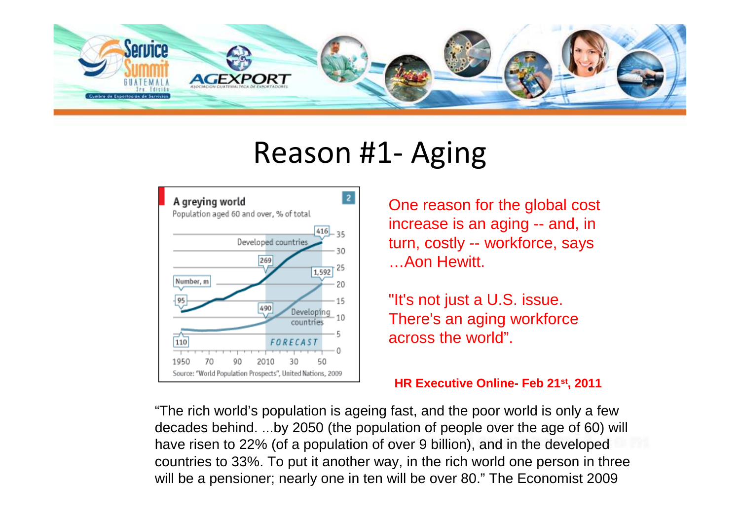# Reason #1- Aging

**A greying world**

Population aged 60 and over, % of total

Source: "World Population Prospects", United Nations, 2009

One reason for the global cost increase is an aging -- and, in turn, costly -- workforce, says …Aon Hewitt.

"It's not just a U.S. issue. There's an aging workforce across the world".

**HR Executive Online- Feb 21st, 2011**

"The rich world's population is ageing fast, and the poor world is only a few decades behind. ...by 2050 (the population of people over the age of 60) will have risen to 22% (of a population of over 9 billion), and in the developed countries to 33%. To put it another way, in the rich world one person in three will be a pensioner; nearly one in ten will be over 80." The Economist 2009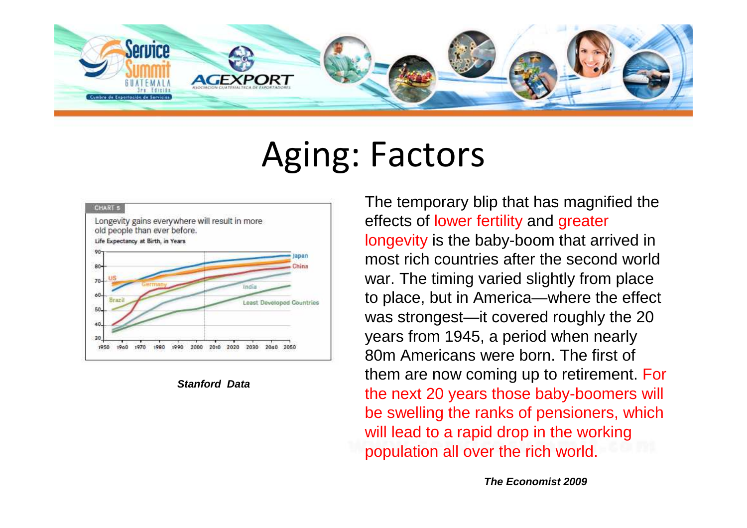# Aging: Factors

CHART 5

Longevity gains everywhere will result in more old people than ever before.

Life Expectancy at Birth, in Years

*Stanford Data*

The temporary blip that has magnified the effects of lower fertility and greater longevity is the baby-boom that arrived in most rich countries after the second world war. The timing varied slightly from place to place, but in America—where the effect was strongest—it covered roughly the 20 years from 1945, a period when nearly 80m Americans were born. The first of them are now coming up to retirement. For the next 20 years those baby-boomers will be swelling the ranks of pensioners, which will lead to a rapid drop in the working population all over the rich world.

***The Economist 2009***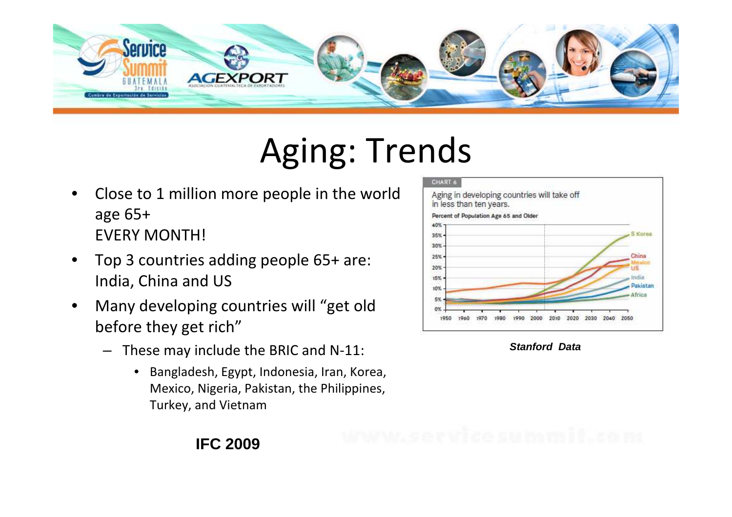# Aging: Trends

- Close to 1 million more people in the world age 65+ EVERY MONTH!
- Top 3 countries adding people 65+ are: India, China and US
- Many developing countries will "get old before they get rich"
  - These may include the BRIC and N-11:
    - Bangladesh, Egypt, Indonesia, Iran, Korea, Mexico, Nigeria, Pakistan, the Philippines, Turkey, and Vietnam

CHART 6

Aging in developing countries will take off in less than ten years.

Percent of Population Age 65 and Older

*Stanford Data*

**IFC 2009**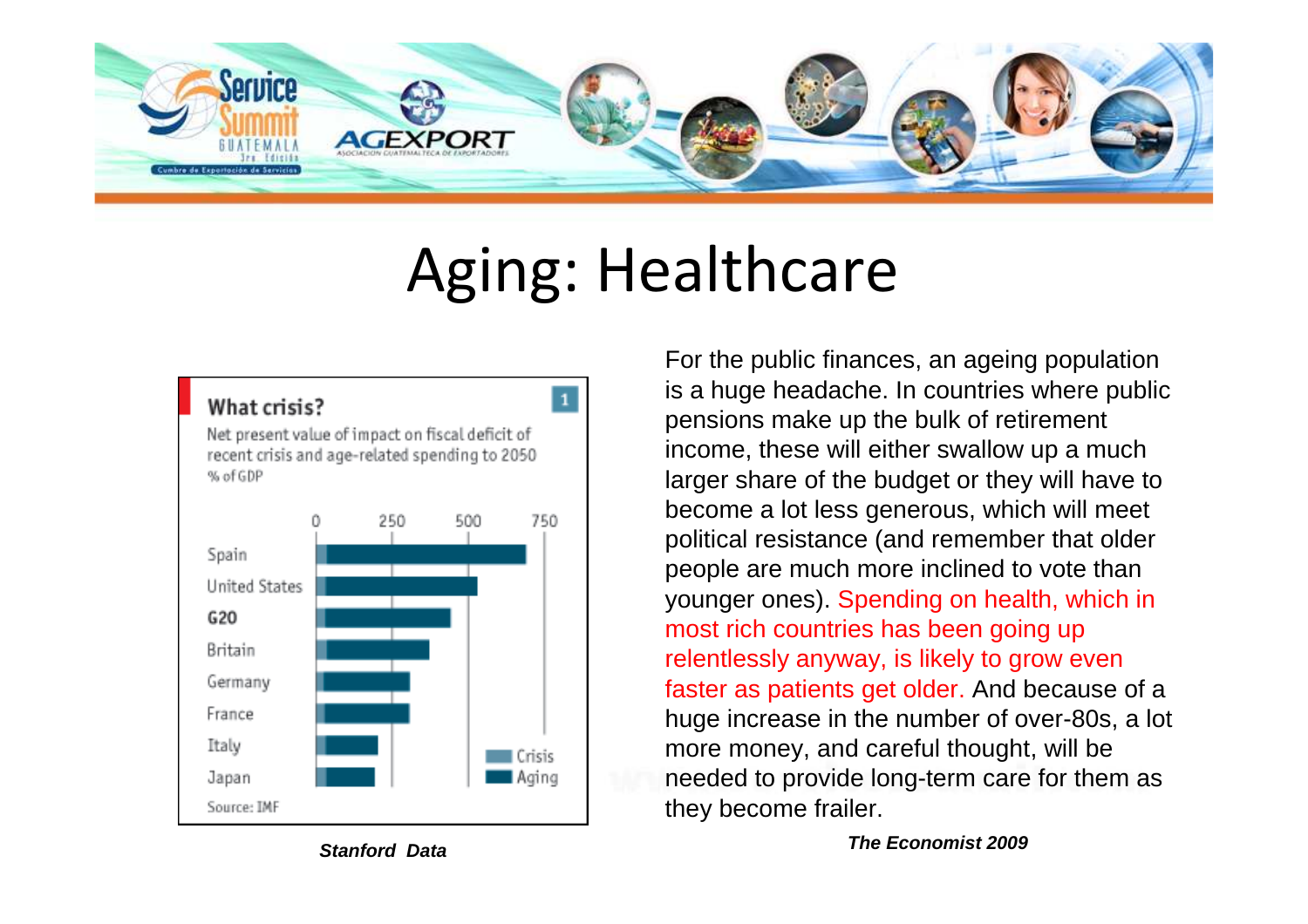# Aging: Healthcare

**What crisis?**

Net present value of impact on fiscal deficit of recent crisis and age-related spending to 2050

% of GDP

Spain, United States, G20, Britain, Germany, France, Italy, Japan

Crisis / Aging

Source: IMF

*Stanford Data*

For the public finances, an ageing population is a huge headache. In countries where public pensions make up the bulk of retirement income, these will either swallow up a much larger share of the budget or they will have to become a lot less generous, which will meet political resistance (and remember that older people are much more inclined to vote than younger ones). Spending on health, which in most rich countries has been going up relentlessly anyway, is likely to grow even faster as patients get older. And because of a huge increase in the number of over-80s, a lot more money, and careful thought, will be needed to provide long-term care for them as they become frailer.

***The Economist 2009***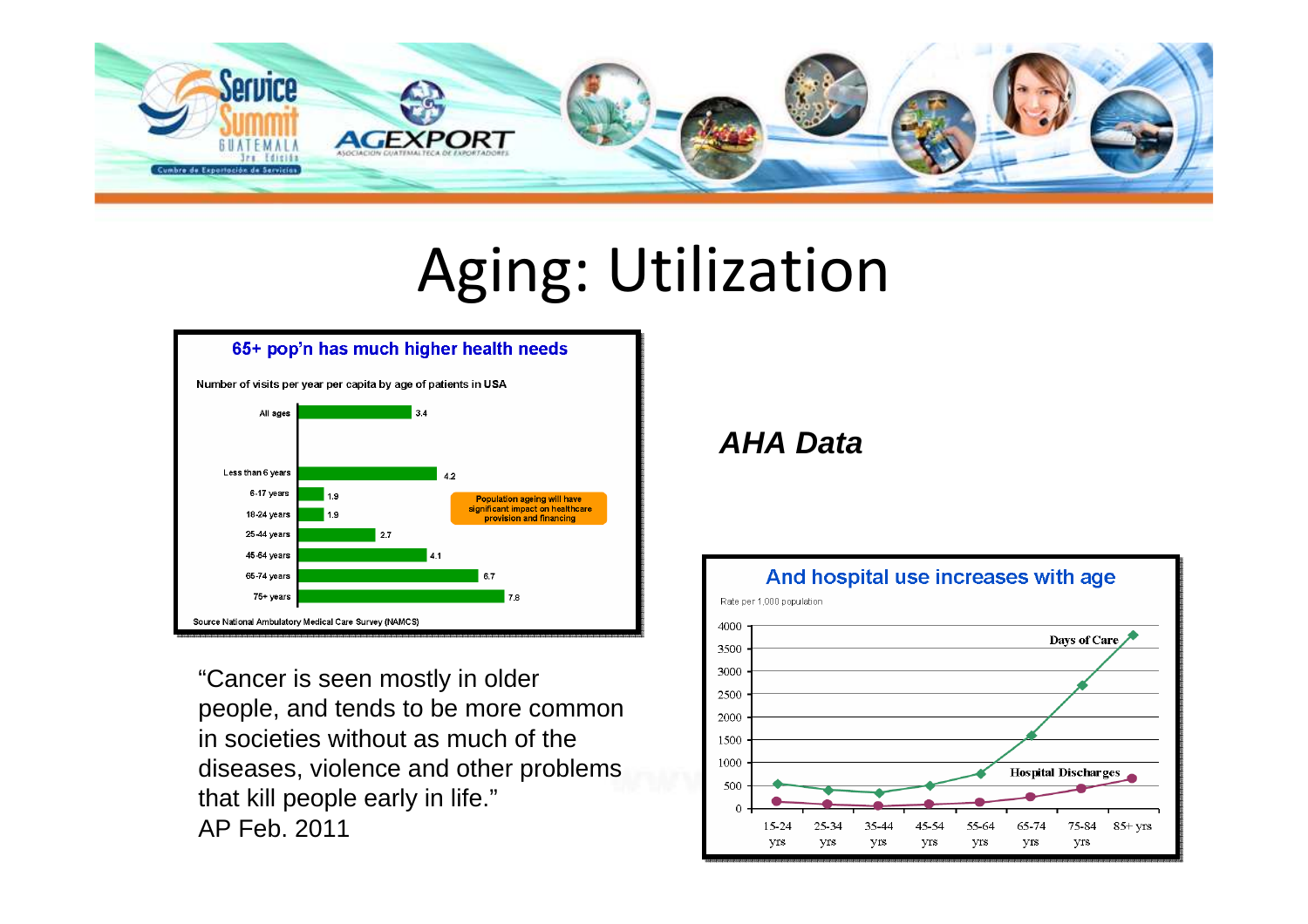# Aging: Utilization

**65+ pop'n has much higher health needs**

Number of visits per year per capita by age of patients in USA

| Age | Visits |
| --- | --- |
| All ages | 3.4 |
| Less than 6 years | 4.2 |
| 6-17 years | 1.9 |
| 18-24 years | 1.9 |
| 25-44 years | 2.7 |
| 45-64 years | 4.1 |
| 65-74 years | 6.7 |
| 75+ years | 7.8 |

Population ageing will have significant impact on healthcare provision and financing

Source National Ambulatory Medical Care Survey (NAMCS)

"Cancer is seen mostly in older people, and tends to be more common in societies without as much of the diseases, violence and other problems that kill people early in life."
AP Feb. 2011

***AHA Data***

**And hospital use increases with age**

Rate per 1,000 population

Series: Days of Care; Hospital Discharges

Age groups: 15-24 yrs, 25-34 yrs, 35-44 yrs, 45-54 yrs, 55-64 yrs, 65-74 yrs, 75-84 yrs, 85+ yrs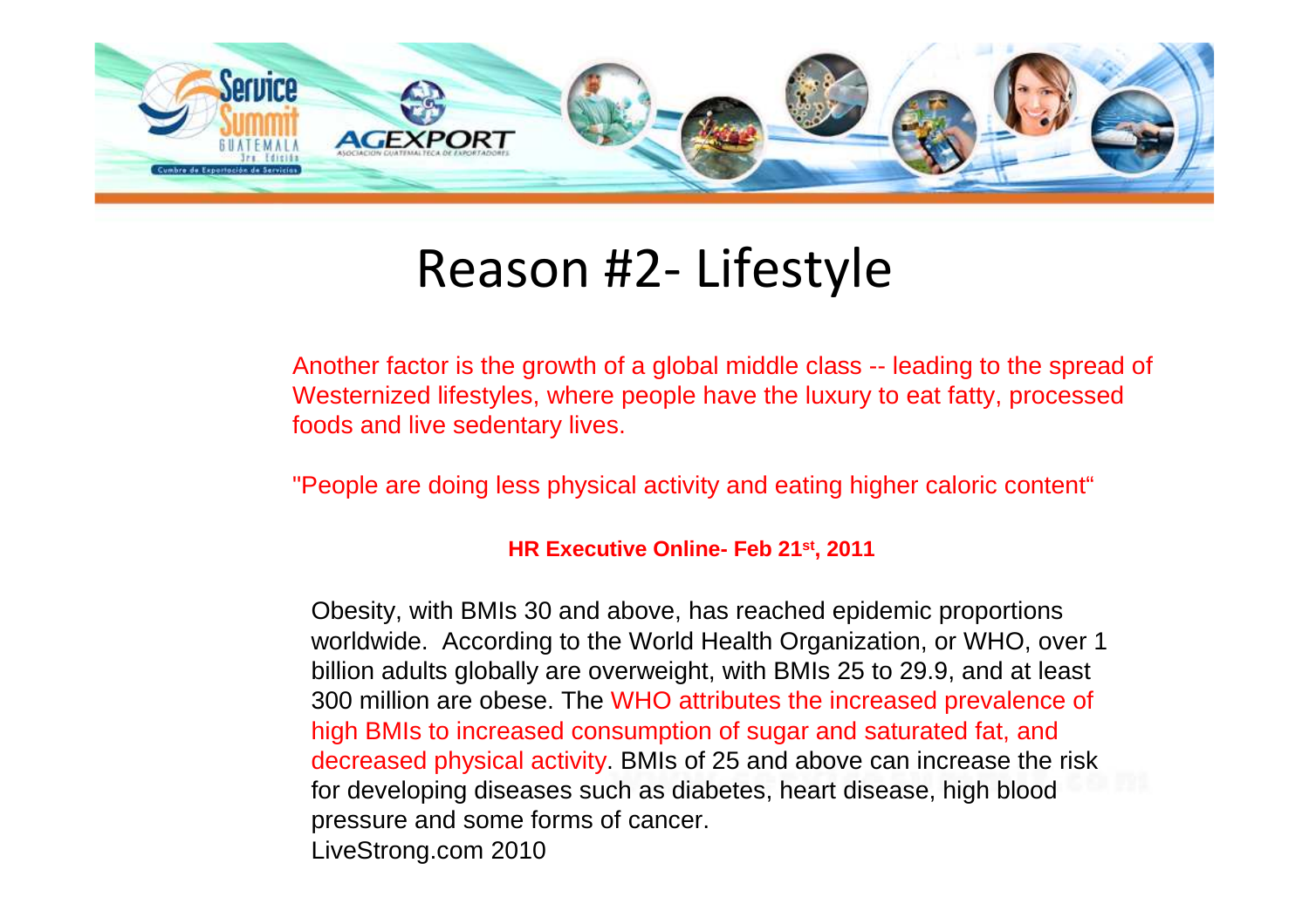# Reason #2- Lifestyle

Another factor is the growth of a global middle class -- leading to the spread of Westernized lifestyles, where people have the luxury to eat fatty, processed foods and live sedentary lives.

"People are doing less physical activity and eating higher caloric content"

**HR Executive Online- Feb 21st, 2011**

Obesity, with BMIs 30 and above, has reached epidemic proportions worldwide. According to the World Health Organization, or WHO, over 1 billion adults globally are overweight, with BMIs 25 to 29.9, and at least 300 million are obese. The WHO attributes the increased prevalence of high BMIs to increased consumption of sugar and saturated fat, and decreased physical activity. BMIs of 25 and above can increase the risk for developing diseases such as diabetes, heart disease, high blood pressure and some forms of cancer.
LiveStrong.com 2010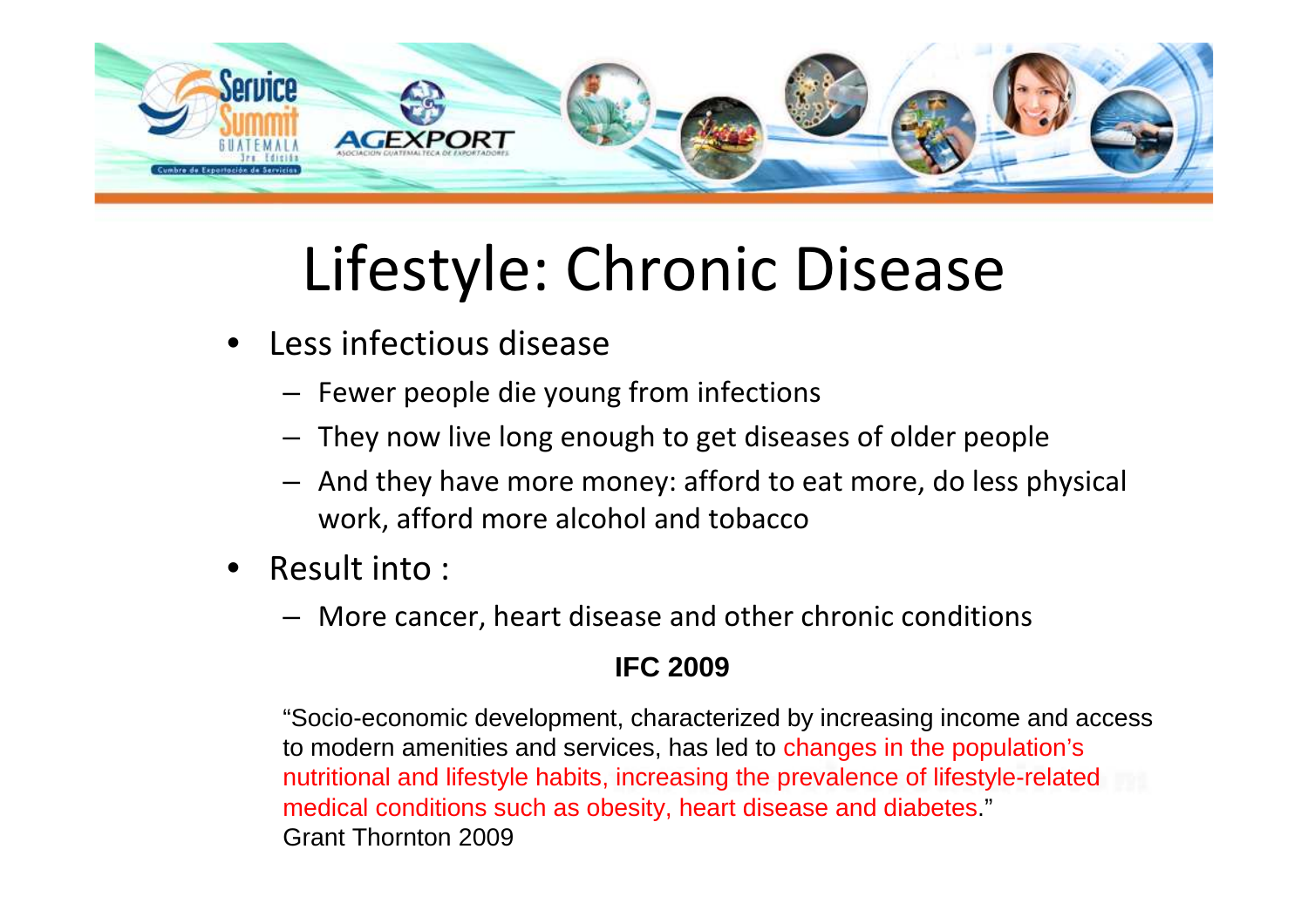# Lifestyle: Chronic Disease

- Less infectious disease
  - Fewer people die young from infections
  - They now live long enough to get diseases of older people
  - And they have more money: afford to eat more, do less physical work, afford more alcohol and tobacco
- Result into :
  - More cancer, heart disease and other chronic conditions

**IFC 2009**

"Socio-economic development, characterized by increasing income and access to modern amenities and services, has led to changes in the population's nutritional and lifestyle habits, increasing the prevalence of lifestyle-related medical conditions such as obesity, heart disease and diabetes."
Grant Thornton 2009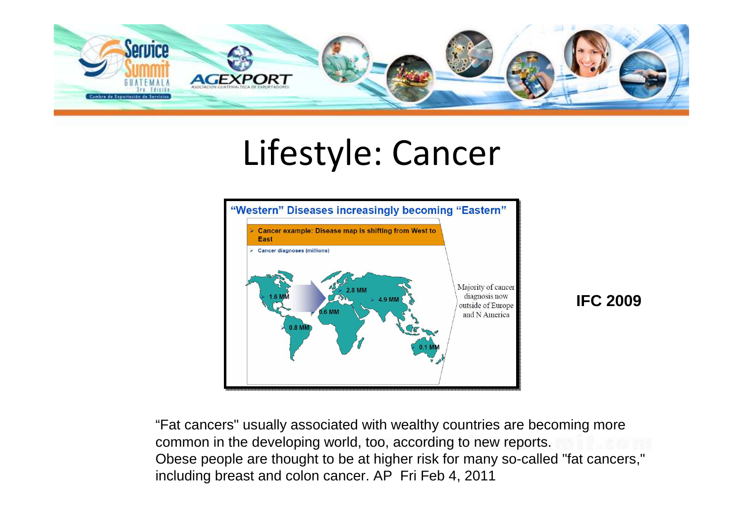# Lifestyle: Cancer

**"Western" Diseases increasingly becoming "Eastern"**

- **Cancer example: Disease map is shifting from West to East**
- Cancer diagnoses (millions)

1.6 MM
2.8 MM
4.9 MM
0.6 MM
0.8 MM
0.1 MM

Majority of cancer diagnosis now outside of Europe and N America

**IFC 2009**

"Fat cancers" usually associated with wealthy countries are becoming more common in the developing world, too, according to new reports.
Obese people are thought to be at higher risk for many so-called "fat cancers," including breast and colon cancer. AP Fri Feb 4, 2011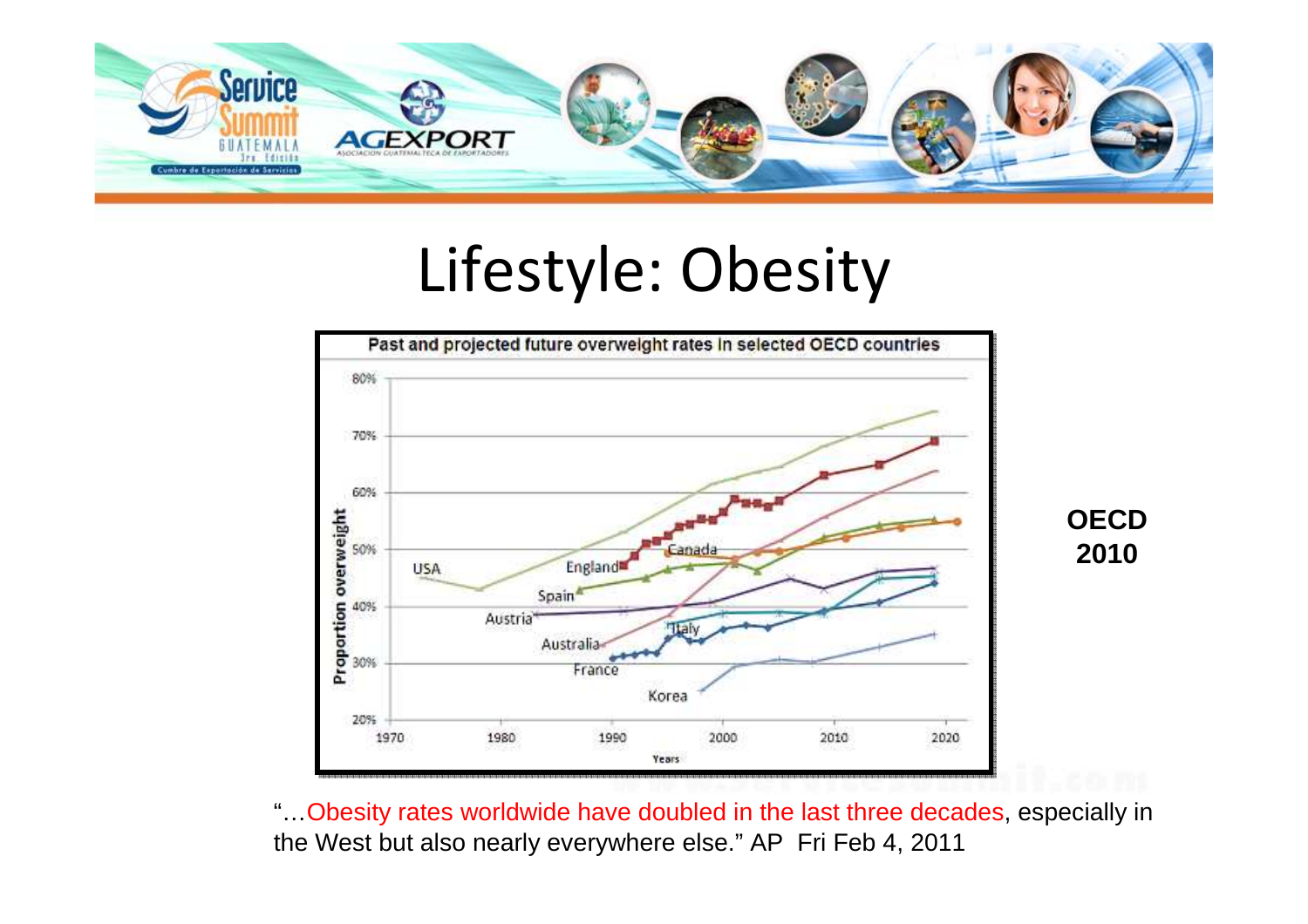# Lifestyle: Obesity

Past and projected future overweight rates in selected OECD countries

**OECD 2010**

"…Obesity rates worldwide have doubled in the last three decades, especially in the West but also nearly everywhere else." AP Fri Feb 4, 2011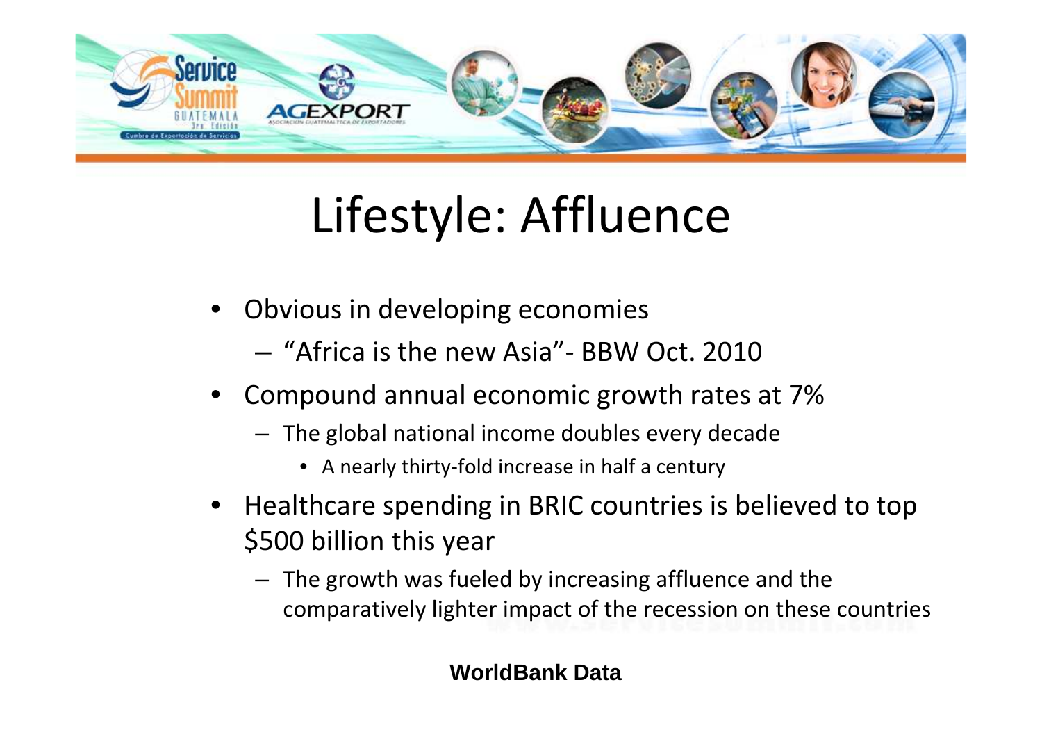# Lifestyle: Affluence

- Obvious in developing economies
  - "Africa is the new Asia"- BBW Oct. 2010
- Compound annual economic growth rates at 7%
  - The global national income doubles every decade
    - A nearly thirty-fold increase in half a century
- Healthcare spending in BRIC countries is believed to top $500 billion this year
  - The growth was fueled by increasing affluence and the comparatively lighter impact of the recession on these countries

**WorldBank Data**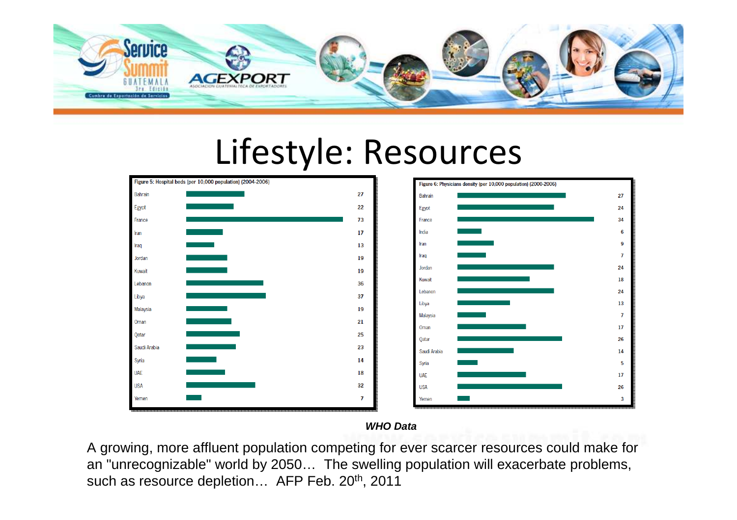# Lifestyle: Resources

**Figure 5: Hospital beds (per 10,000 population) (2004-2006)**

| Country | Value |
|---|---|
| Bahrain | 27 |
| Egypt | 22 |
| France | 73 |
| Iran | 17 |
| Iraq | 13 |
| Jordan | 19 |
| Kuwait | 19 |
| Lebanon | 36 |
| Libya | 37 |
| Malaysia | 19 |
| Oman | 21 |
| Qatar | 25 |
| Saudi Arabia | 23 |
| Syria | 14 |
| UAE | 18 |
| USA | 32 |
| Yemen | 7 |

**Figure 6: Physicians density (per 10,000 population) (2000-2006)**

| Country | Value |
|---|---|
| Bahrain | 27 |
| Egypt | 24 |
| France | 34 |
| India | 6 |
| Iran | 9 |
| Iraq | 7 |
| Jordan | 24 |
| Kuwait | 18 |
| Lebanon | 24 |
| Libya | 13 |
| Malaysia | 7 |
| Oman | 17 |
| Qatar | 26 |
| Saudi Arabia | 14 |
| Syria | 5 |
| UAE | 17 |
| USA | 26 |
| Yemen | 3 |

***WHO Data***

A growing, more affluent population competing for ever scarcer resources could make for an "unrecognizable" world by 2050… The swelling population will exacerbate problems, such as resource depletion… AFP Feb. 20th, 2011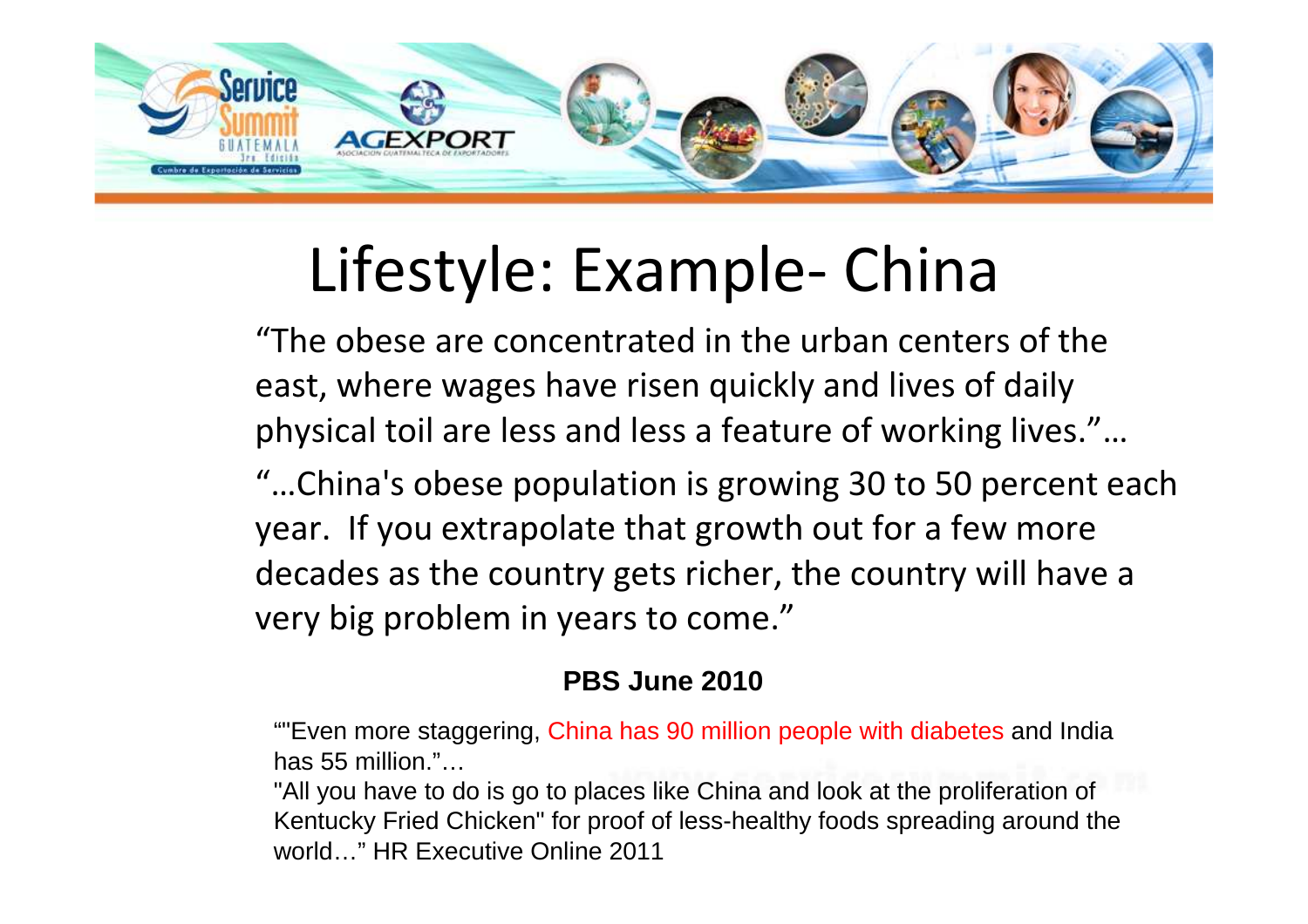# Lifestyle: Example- China

“The obese are concentrated in the urban centers of the east, where wages have risen quickly and lives of daily physical toil are less and less a feature of working lives.”…

“…China's obese population is growing 30 to 50 percent each year. If you extrapolate that growth out for a few more decades as the country gets richer, the country will have a very big problem in years to come.”

**PBS June 2010**

“"Even more staggering, China has 90 million people with diabetes and India has 55 million.”…

"All you have to do is go to places like China and look at the proliferation of Kentucky Fried Chicken" for proof of less-healthy foods spreading around the world…” HR Executive Online 2011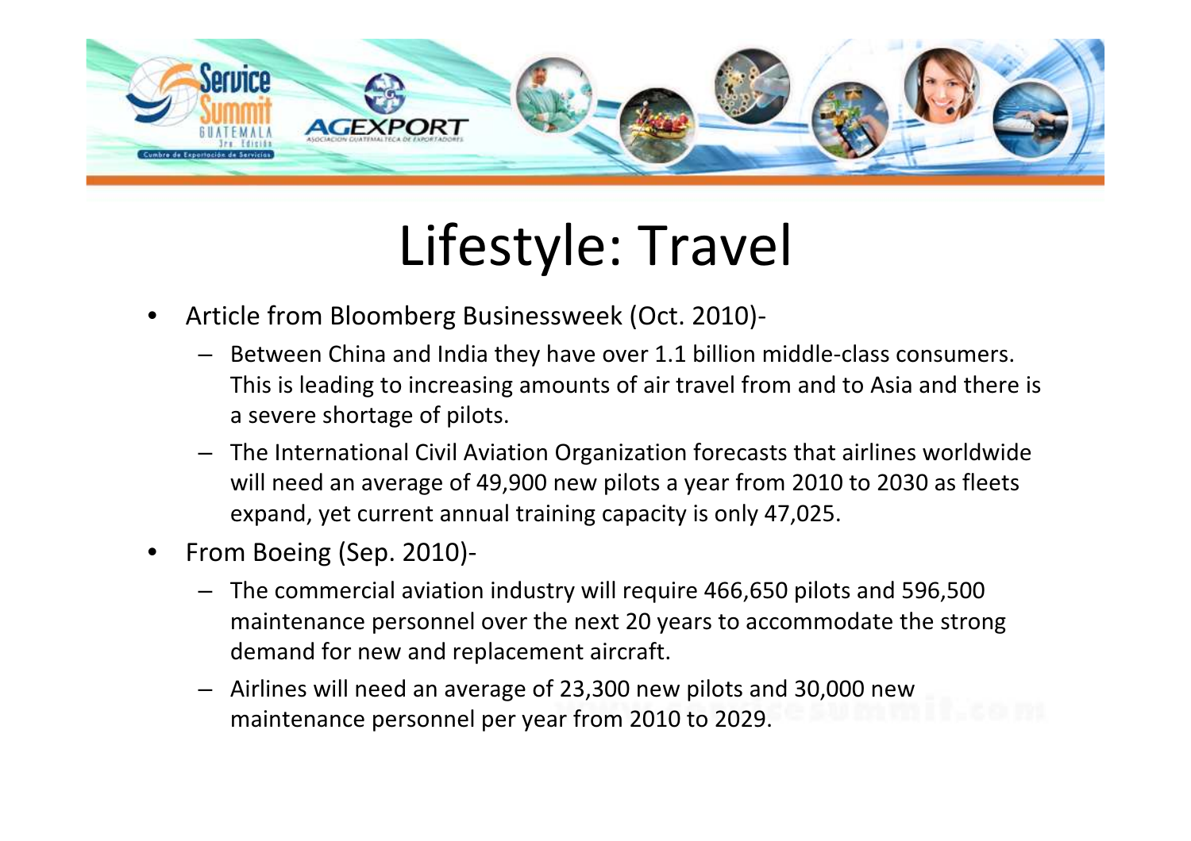# Lifestyle: Travel

- Article from Bloomberg Businessweek (Oct. 2010)-
  - Between China and India they have over 1.1 billion middle-class consumers. This is leading to increasing amounts of air travel from and to Asia and there is a severe shortage of pilots.
  - The International Civil Aviation Organization forecasts that airlines worldwide will need an average of 49,900 new pilots a year from 2010 to 2030 as fleets expand, yet current annual training capacity is only 47,025.
- From Boeing (Sep. 2010)-
  - The commercial aviation industry will require 466,650 pilots and 596,500 maintenance personnel over the next 20 years to accommodate the strong demand for new and replacement aircraft.
  - Airlines will need an average of 23,300 new pilots and 30,000 new maintenance personnel per year from 2010 to 2029.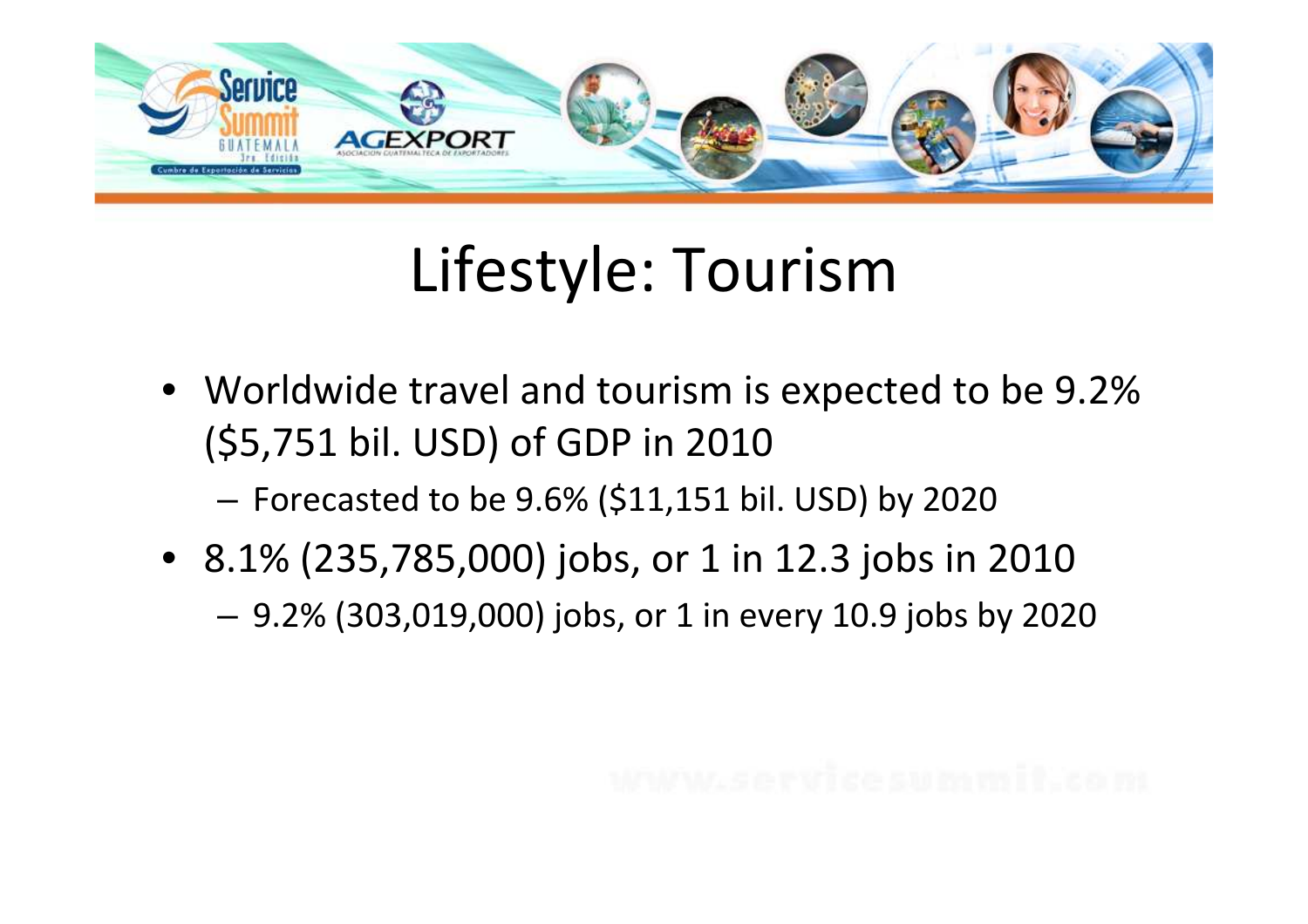# Lifestyle: Tourism

- Worldwide travel and tourism is expected to be 9.2% ($5,751 bil. USD) of GDP in 2010
  - Forecasted to be 9.6% ($11,151 bil. USD) by 2020
- 8.1% (235,785,000) jobs, or 1 in 12.3 jobs in 2010
  - 9.2% (303,019,000) jobs, or 1 in every 10.9 jobs by 2020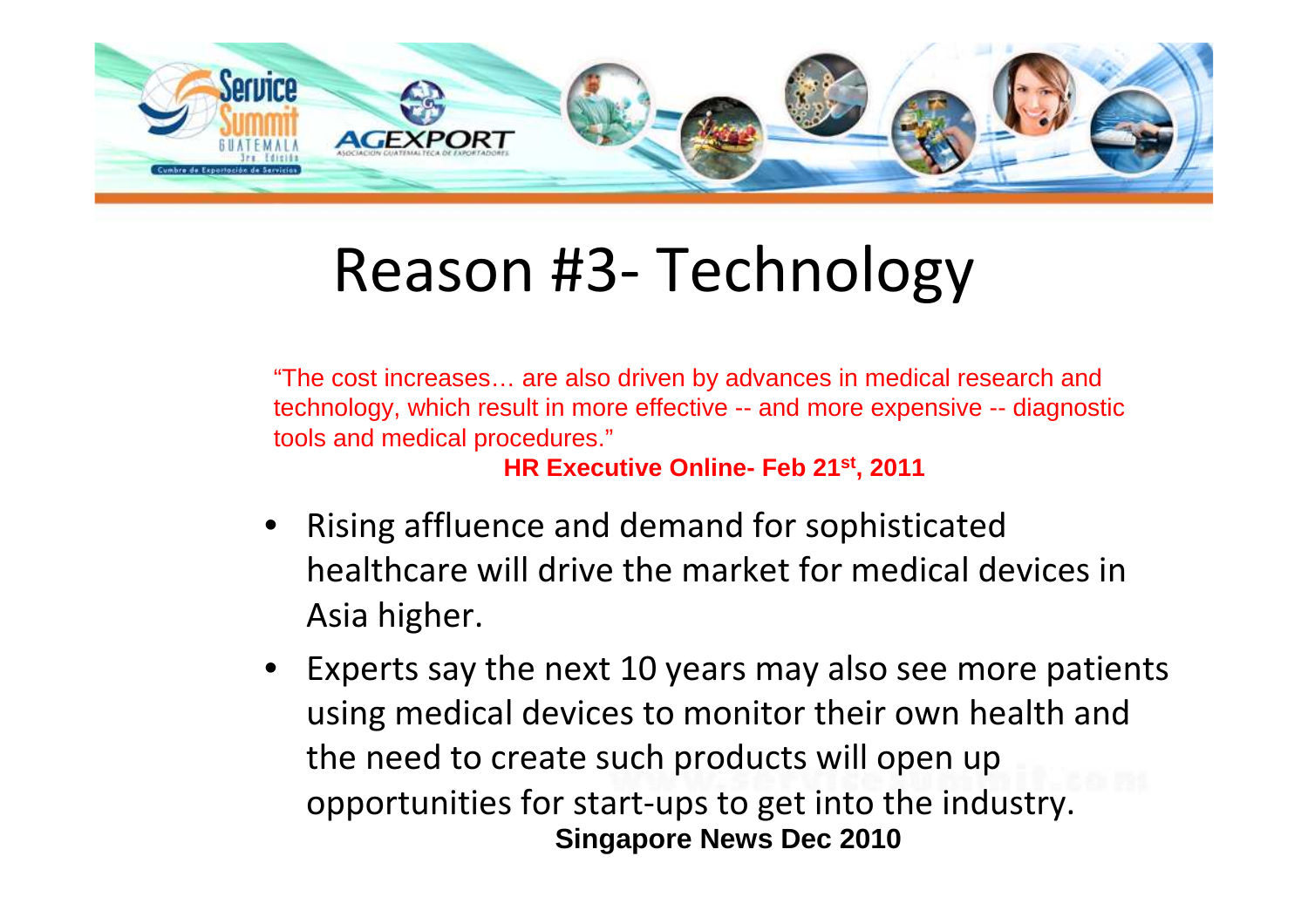# Reason #3- Technology

"The cost increases… are also driven by advances in medical research and technology, which result in more effective -- and more expensive -- diagnostic tools and medical procedures."

**HR Executive Online- Feb 21st, 2011**

- Rising affluence and demand for sophisticated healthcare will drive the market for medical devices in Asia higher.
- Experts say the next 10 years may also see more patients using medical devices to monitor their own health and the need to create such products will open up opportunities for start-ups to get into the industry.

**Singapore News Dec 2010**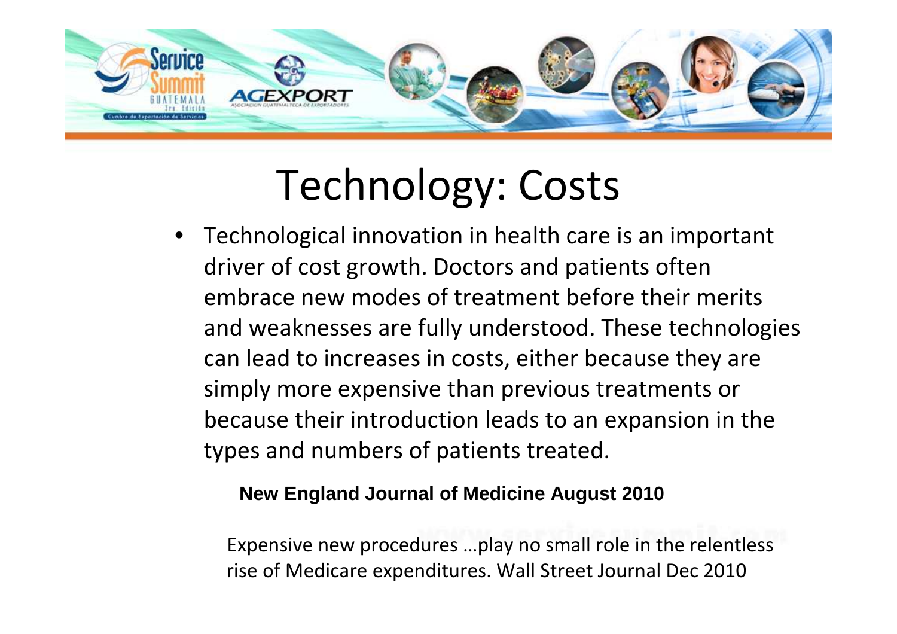# Technology: Costs

- Technological innovation in health care is an important driver of cost growth. Doctors and patients often embrace new modes of treatment before their merits and weaknesses are fully understood. These technologies can lead to increases in costs, either because they are simply more expensive than previous treatments or because their introduction leads to an expansion in the types and numbers of patients treated.

**New England Journal of Medicine August 2010**

Expensive new procedures …play no small role in the relentless rise of Medicare expenditures. Wall Street Journal Dec 2010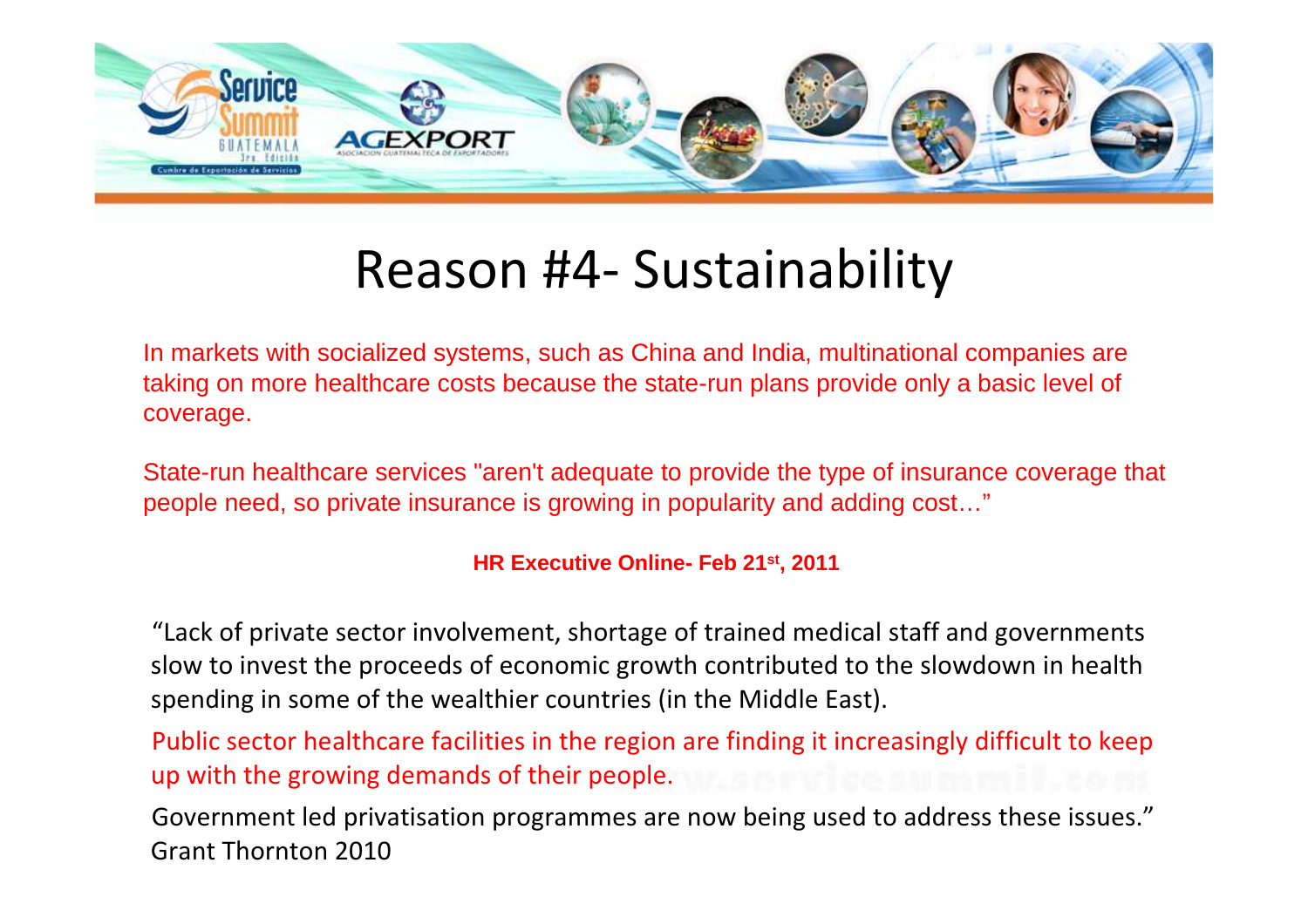# Reason #4- Sustainability

In markets with socialized systems, such as China and India, multinational companies are taking on more healthcare costs because the state-run plans provide only a basic level of coverage.

State-run healthcare services "aren't adequate to provide the type of insurance coverage that people need, so private insurance is growing in popularity and adding cost…"

**HR Executive Online- Feb 21st, 2011**

"Lack of private sector involvement, shortage of trained medical staff and governments slow to invest the proceeds of economic growth contributed to the slowdown in health spending in some of the wealthier countries (in the Middle East).

Public sector healthcare facilities in the region are finding it increasingly difficult to keep up with the growing demands of their people.

Government led privatisation programmes are now being used to address these issues." Grant Thornton 2010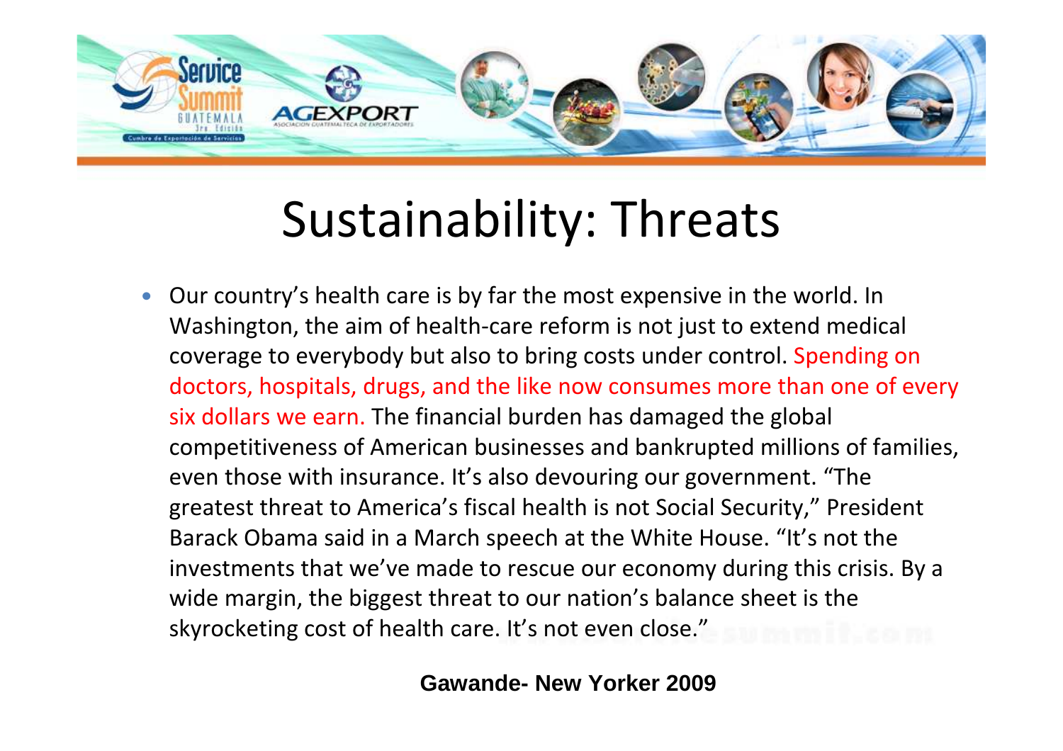# Sustainability: Threats

- Our country's health care is by far the most expensive in the world. In Washington, the aim of health-care reform is not just to extend medical coverage to everybody but also to bring costs under control. Spending on doctors, hospitals, drugs, and the like now consumes more than one of every six dollars we earn. The financial burden has damaged the global competitiveness of American businesses and bankrupted millions of families, even those with insurance. It's also devouring our government. "The greatest threat to America's fiscal health is not Social Security," President Barack Obama said in a March speech at the White House. "It's not the investments that we've made to rescue our economy during this crisis. By a wide margin, the biggest threat to our nation's balance sheet is the skyrocketing cost of health care. It's not even close."

**Gawande- New Yorker 2009**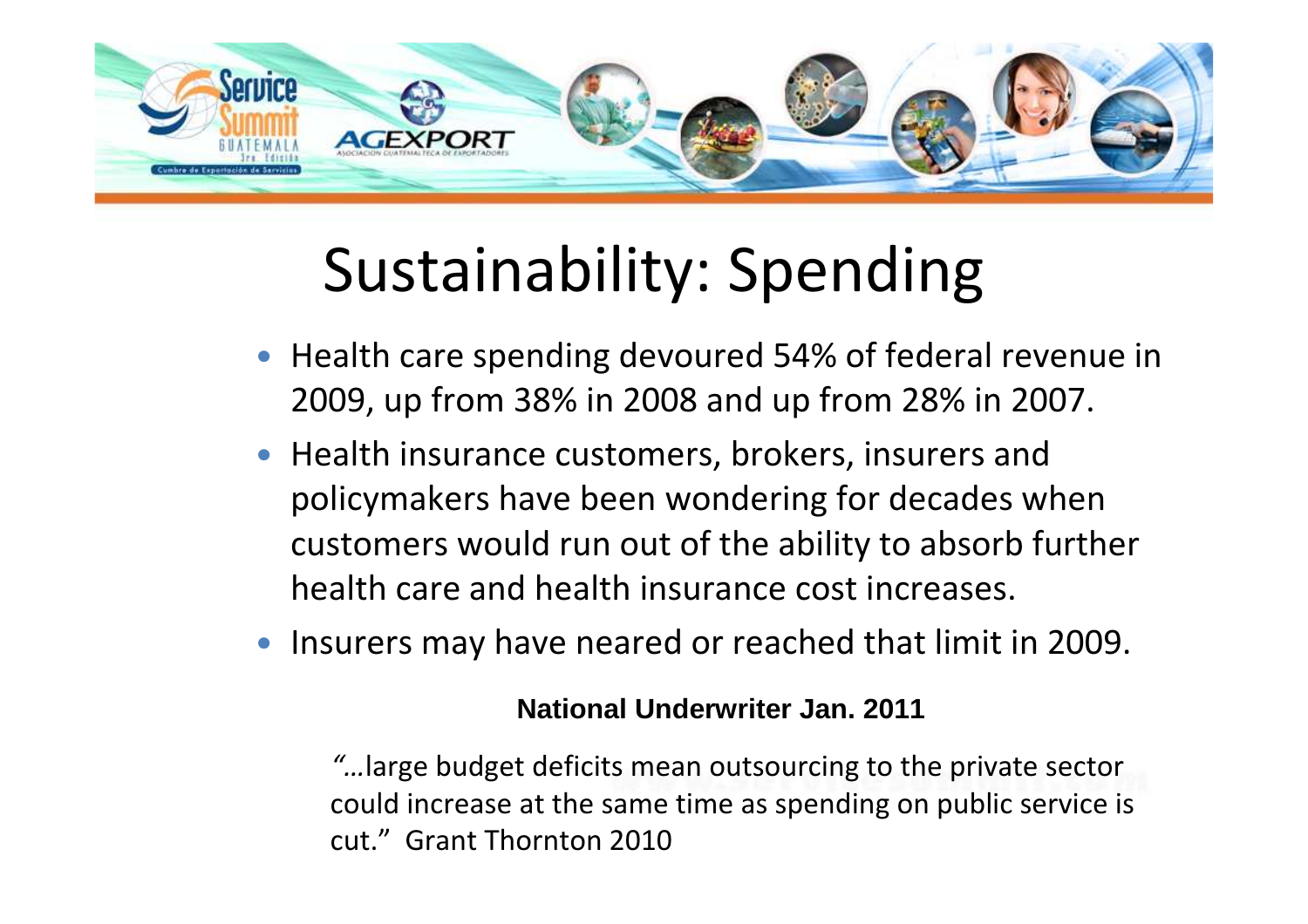# Sustainability: Spending

- Health care spending devoured 54% of federal revenue in 2009, up from 38% in 2008 and up from 28% in 2007.
- Health insurance customers, brokers, insurers and policymakers have been wondering for decades when customers would run out of the ability to absorb further health care and health insurance cost increases.
- Insurers may have neared or reached that limit in 2009.

**National Underwriter Jan. 2011**

"…large budget deficits mean outsourcing to the private sector could increase at the same time as spending on public service is cut." Grant Thornton 2010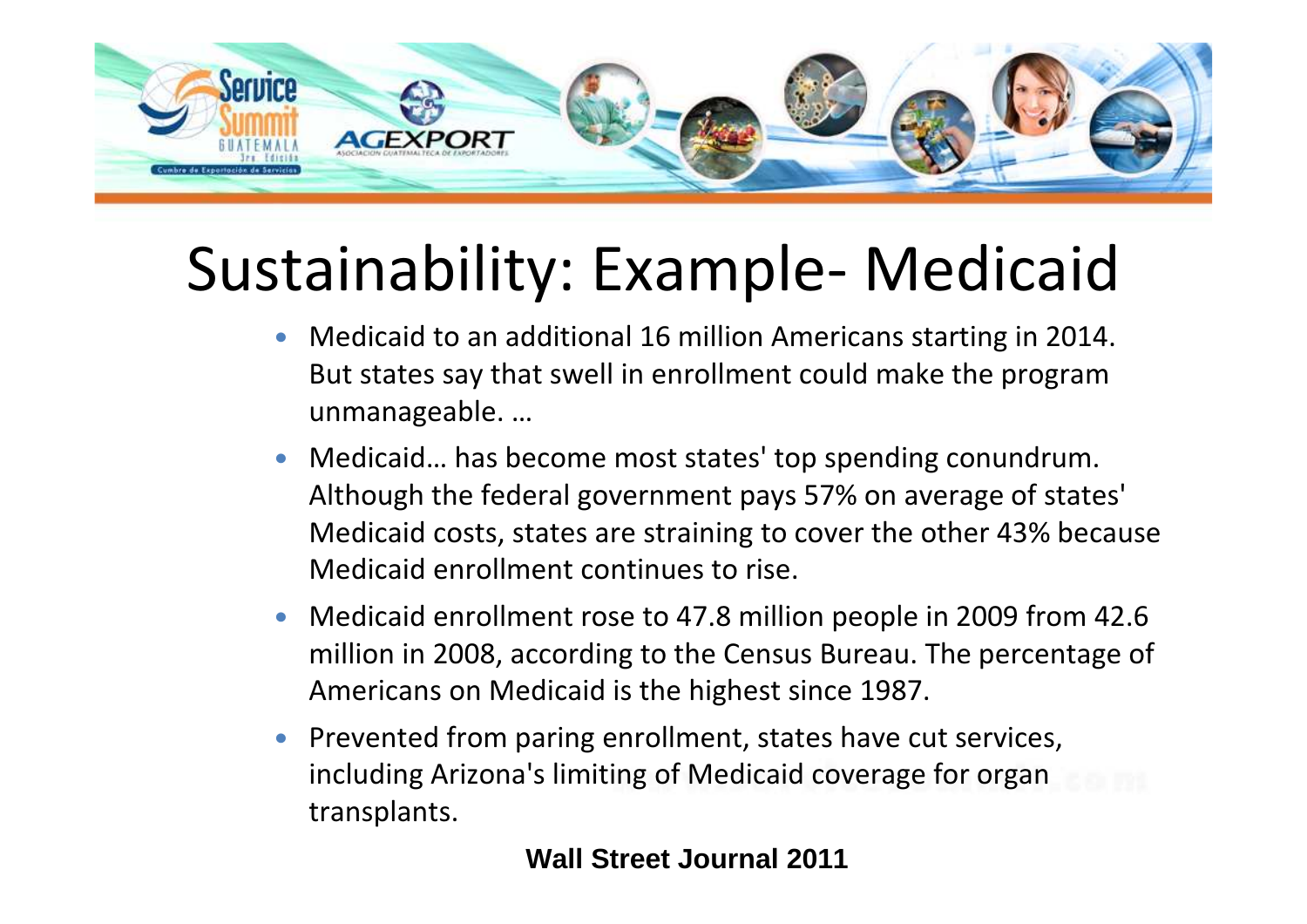# Sustainability: Example- Medicaid

- Medicaid to an additional 16 million Americans starting in 2014. But states say that swell in enrollment could make the program unmanageable. …
- Medicaid… has become most states' top spending conundrum. Although the federal government pays 57% on average of states' Medicaid costs, states are straining to cover the other 43% because Medicaid enrollment continues to rise.
- Medicaid enrollment rose to 47.8 million people in 2009 from 42.6 million in 2008, according to the Census Bureau. The percentage of Americans on Medicaid is the highest since 1987.
- Prevented from paring enrollment, states have cut services, including Arizona's limiting of Medicaid coverage for organ transplants.

**Wall Street Journal 2011**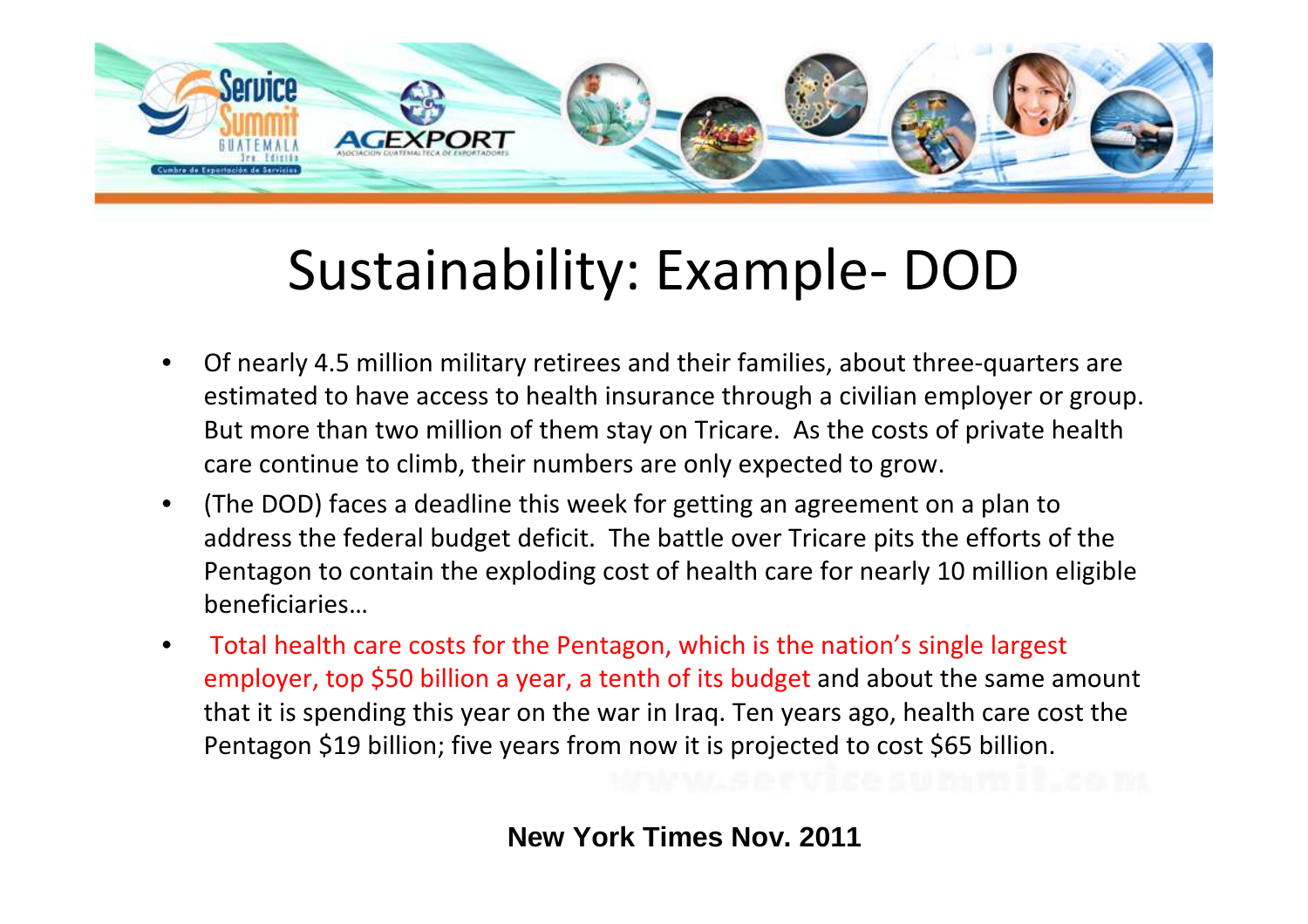# Sustainability: Example- DOD

- Of nearly 4.5 million military retirees and their families, about three-quarters are estimated to have access to health insurance through a civilian employer or group. But more than two million of them stay on Tricare. As the costs of private health care continue to climb, their numbers are only expected to grow.
- (The DOD) faces a deadline this week for getting an agreement on a plan to address the federal budget deficit. The battle over Tricare pits the efforts of the Pentagon to contain the exploding cost of health care for nearly 10 million eligible beneficiaries…
- Total health care costs for the Pentagon, which is the nation's single largest employer, top $50 billion a year, a tenth of its budget and about the same amount that it is spending this year on the war in Iraq. Ten years ago, health care cost the Pentagon $19 billion; five years from now it is projected to cost $65 billion.

**New York Times Nov. 2011**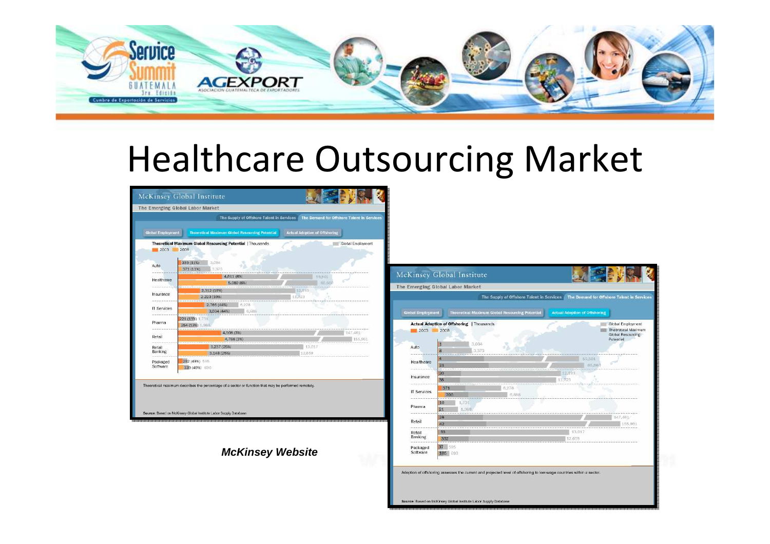# Healthcare Outsourcing Market

McKinsey Global Institute

The Emerging Global Labor Market

The Supply of Offshore Talent in Services | The Demand for Offshore Talent in Services

Global Employment | Theoretical Maximum Global Resourcing Potential | Actual Adoption of Offshoring

**Theoretical Maximum Global Resourcing Potential** | Thousands

2003 | 2008 | Global Employment

| Sector | 2003 | Global Employment 2003 | 2008 | Global Employment 2008 |
|---|---|---|---|---|
| Auto | 339 (11%) | 3,084 | 371 (11%) | 3,373 |
| Healthcare | 4,811 (8%) | 59,501 | 5,080 (8%) | 65,560 |
| Insurance | 2,312 (19%) | 12,193 | 2,223 (19%) | 11,723 |
| IT Services | 2,765 (44%) | 6,278 | 3,034 (44%) | 6,886 |
| Pharma | 221 (13%) | 1,731 | 264 (13%) | 1,969 |
| Retail | 4,506 (3%) | 147,461 | 4,788 (3%) | 155,951 |
| Retail Banking | 3,237 (25%) | 13,017 | 3,148 (25%) | 12,659 |
| Packaged Software | 292 (49%) | 595 | 339 (49%) | 690 |

Theoretical maximum describes the percentage of a sector or function that may be performed remotely.

Source: Based on McKinsey Global Institute Labor Supply Database

***McKinsey Website***

McKinsey Global Institute

The Emerging Global Labor Market

The Supply of Offshore Talent in Services | The Demand for Offshore Talent in Services

Global Employment | Theoretical Maximum Global Resourcing Potential | Actual Adoption of Offshoring

**Actual Adoption of Offshoring** | Thousands

2003 | 2008 | Global Employment | Theoretical Maximum Global Resourcing Potential

| Sector | 2003 | Global Employment 2003 | 2008 | Global Employment 2008 |
|---|---|---|---|---|
| Auto | 3 | 3,084 | 4 | 3,373 |
| Healthcare | 4 | 59,501 | 21 | 65,560 |
| Insurance | 20 | 12,193 | 38 | 11,723 |
| IT Services | 371 | 6,278 | 700 | 6,886 |
| Pharma | 10 | 1,731 | 21 | 1,969 |
| Retail | 28 | 147,461 | 42 | 155,951 |
| Retail Banking | 93 | 13,017 | 302 | 12,659 |
| Packaged Software | 37 | 595 | 105 | 690 |

Adoption of offshoring assesses the current and projected level of offshoring to low-wage countries within a sector.

Source: Based on McKinsey Global Institute Labor Supply Database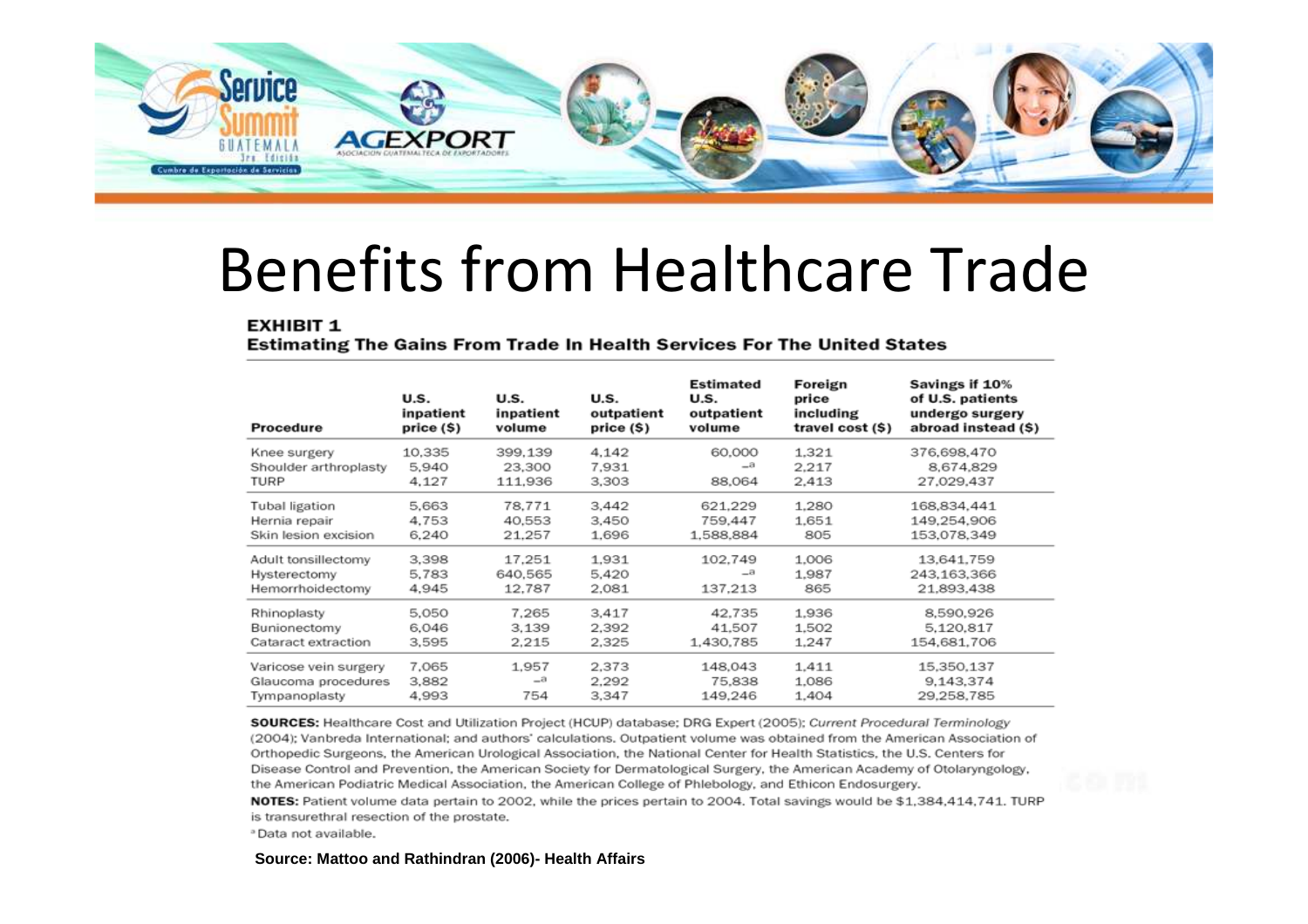# Benefits from Healthcare Trade

**EXHIBIT 1**
**Estimating The Gains From Trade In Health Services For The United States**

| Procedure | U.S. inpatient price ($) | U.S. inpatient volume | U.S. outpatient price ($) | Estimated U.S. outpatient volume | Foreign price including travel cost ($) | Savings if 10% of U.S. patients undergo surgery abroad instead ($) |
|---|---|---|---|---|---|---|
| Knee surgery | 10,335 | 399,139 | 4,142 | 60,000 | 1,321 | 376,698,470 |
| Shoulder arthroplasty | 5,940 | 23,300 | 7,931 | –[a] | 2,217 | 8,674,829 |
| TURP | 4,127 | 111,936 | 3,303 | 88,064 | 2,413 | 27,029,437 |
| Tubal ligation | 5,663 | 78,771 | 3,442 | 621,229 | 1,280 | 168,834,441 |
| Hernia repair | 4,753 | 40,553 | 3,450 | 759,447 | 1,651 | 149,254,906 |
| Skin lesion excision | 6,240 | 21,257 | 1,696 | 1,588,884 | 805 | 153,078,349 |
| Adult tonsillectomy | 3,398 | 17,251 | 1,931 | 102,749 | 1,006 | 13,641,759 |
| Hysterectomy | 5,783 | 640,565 | 5,420 | –[a] | 1,987 | 243,163,366 |
| Hemorrhoidectomy | 4,945 | 12,787 | 2,081 | 137,213 | 865 | 21,893,438 |
| Rhinoplasty | 5,050 | 7,265 | 3,417 | 42,735 | 1,936 | 8,590,926 |
| Bunionectomy | 6,046 | 3,139 | 2,392 | 41,507 | 1,502 | 5,120,817 |
| Cataract extraction | 3,595 | 2,215 | 2,325 | 1,430,785 | 1,247 | 154,681,706 |
| Varicose vein surgery | 7,065 | 1,957 | 2,373 | 148,043 | 1,411 | 15,350,137 |
| Glaucoma procedures | 3,882 | –[a] | 2,292 | 75,838 | 1,086 | 9,143,374 |
| Tympanoplasty | 4,993 | 754 | 3,347 | 149,246 | 1,404 | 29,258,785 |

**SOURCES:** Healthcare Cost and Utilization Project (HCUP) database; DRG Expert (2005); *Current Procedural Terminology* (2004); Vanbreda International; and authors' calculations. Outpatient volume was obtained from the American Association of Orthopedic Surgeons, the American Urological Association, the National Center for Health Statistics, the U.S. Centers for Disease Control and Prevention, the American Society for Dermatological Surgery, the American Academy of Otolaryngology, the American Podiatric Medical Association, the American College of Phlebology, and Ethicon Endosurgery.

**NOTES:** Patient volume data pertain to 2002, while the prices pertain to 2004. Total savings would be $1,384,414,741. TURP is transurethral resection of the prostate.

[a] Data not available.

**Source: Mattoo and Rathindran (2006)- Health Affairs**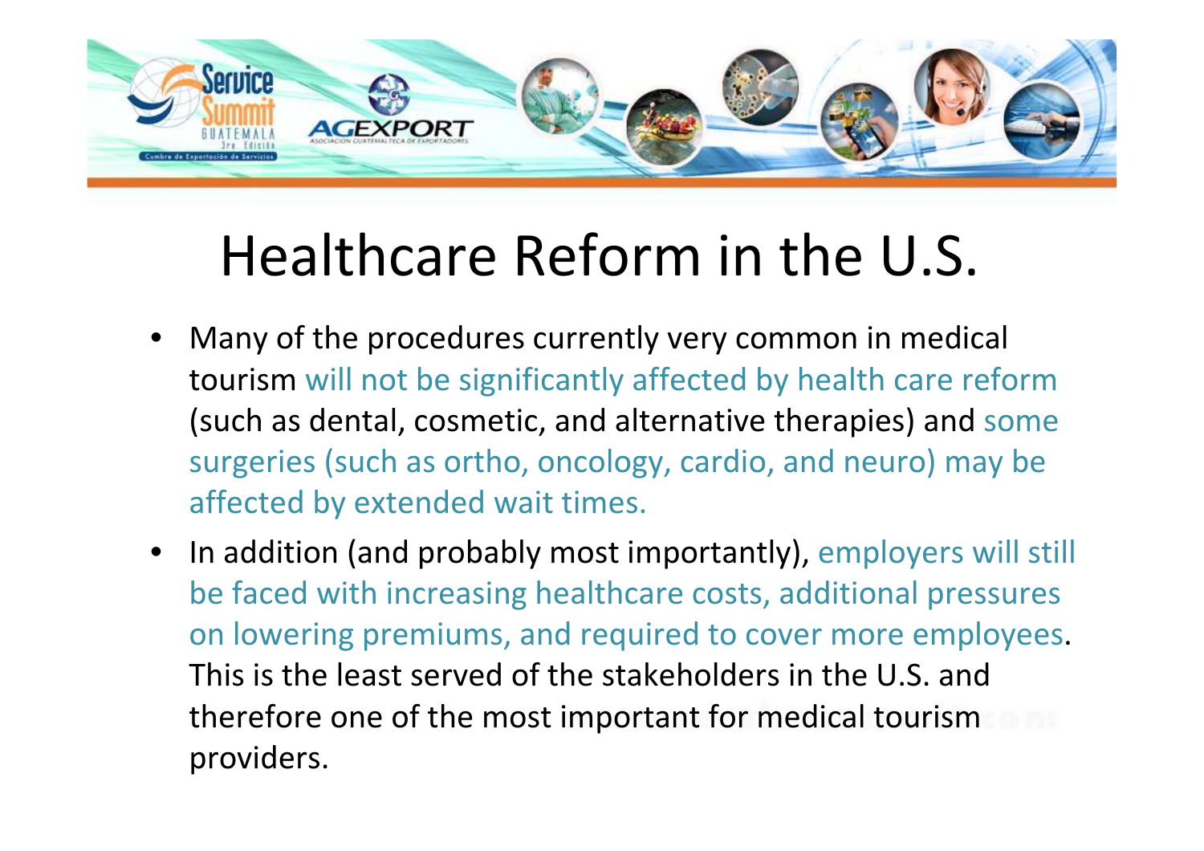# Healthcare Reform in the U.S.

- Many of the procedures currently very common in medical tourism will not be significantly affected by health care reform (such as dental, cosmetic, and alternative therapies) and some surgeries (such as ortho, oncology, cardio, and neuro) may be affected by extended wait times.
- In addition (and probably most importantly), employers will still be faced with increasing healthcare costs, additional pressures on lowering premiums, and required to cover more employees. This is the least served of the stakeholders in the U.S. and therefore one of the most important for medical tourism providers.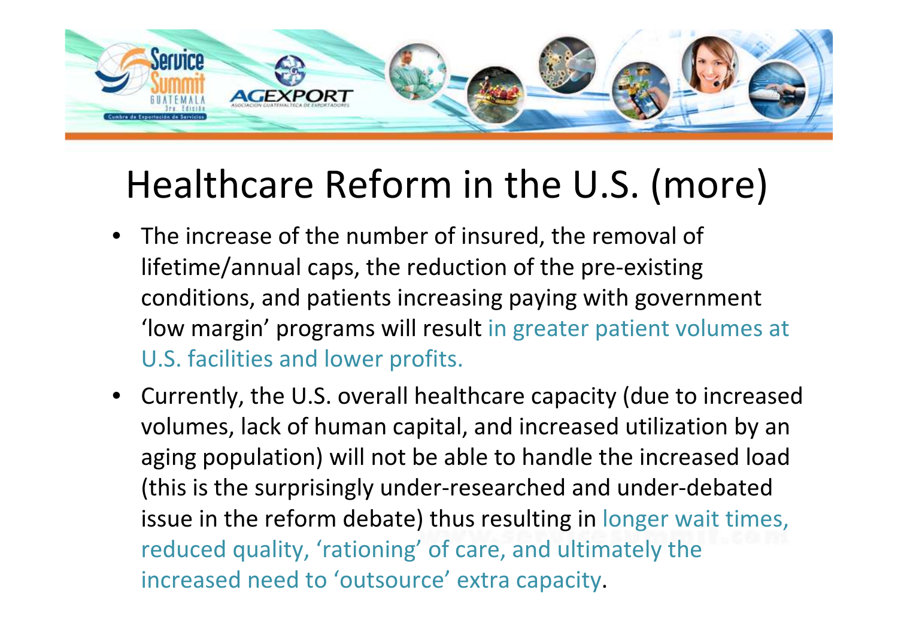# Healthcare Reform in the U.S. (more)

- The increase of the number of insured, the removal of lifetime/annual caps, the reduction of the pre-existing conditions, and patients increasing paying with government 'low margin' programs will result in greater patient volumes at U.S. facilities and lower profits.
- Currently, the U.S. overall healthcare capacity (due to increased volumes, lack of human capital, and increased utilization by an aging population) will not be able to handle the increased load (this is the surprisingly under-researched and under-debated issue in the reform debate) thus resulting in longer wait times, reduced quality, 'rationing' of care, and ultimately the increased need to 'outsource' extra capacity.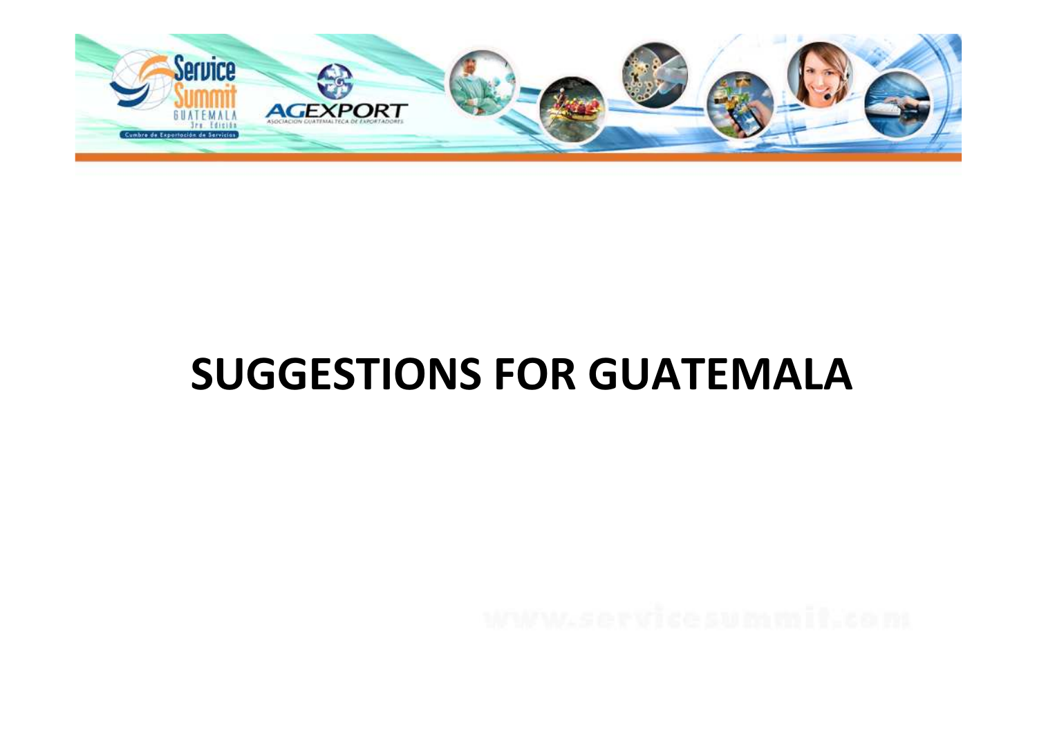# SUGGESTIONS FOR GUATEMALA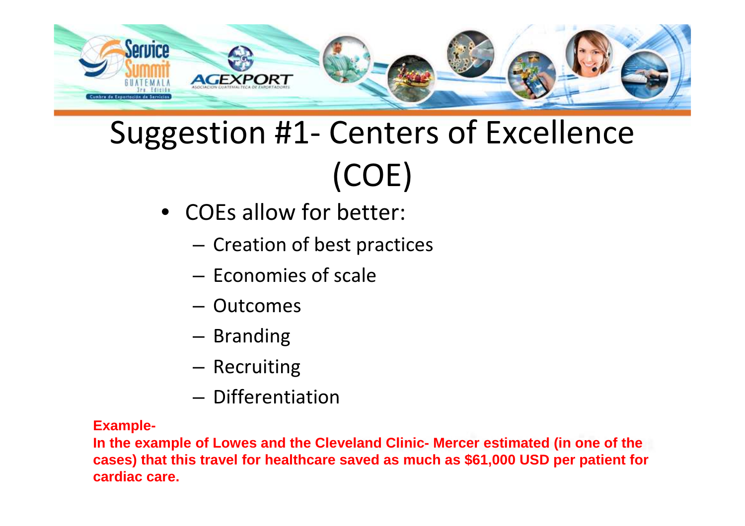# Suggestion #1- Centers of Excellence (COE)

- COEs allow for better:
  - Creation of best practices
  - Economies of scale
  - Outcomes
  - Branding
  - Recruiting
  - Differentiation

**Example-**

**In the example of Lowes and the Cleveland Clinic- Mercer estimated (in one of the cases) that this travel for healthcare saved as much as $61,000 USD per patient for cardiac care.**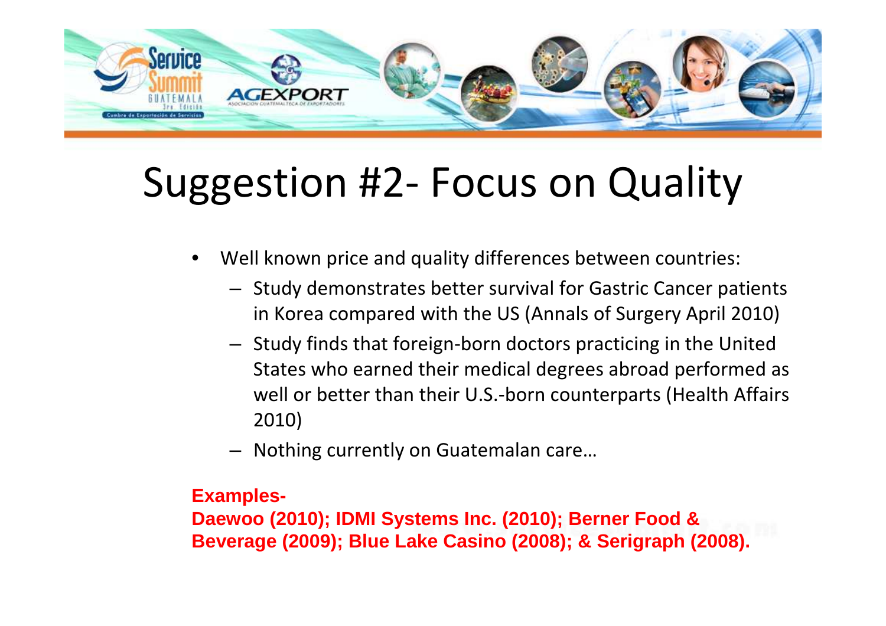# Suggestion #2- Focus on Quality

- Well known price and quality differences between countries:
  - Study demonstrates better survival for Gastric Cancer patients in Korea compared with the US (Annals of Surgery April 2010)
  - Study finds that foreign-born doctors practicing in the United States who earned their medical degrees abroad performed as well or better than their U.S.-born counterparts (Health Affairs 2010)
  - Nothing currently on Guatemalan care…

**Examples-**
**Daewoo (2010); IDMI Systems Inc. (2010); Berner Food & Beverage (2009); Blue Lake Casino (2008); & Serigraph (2008).**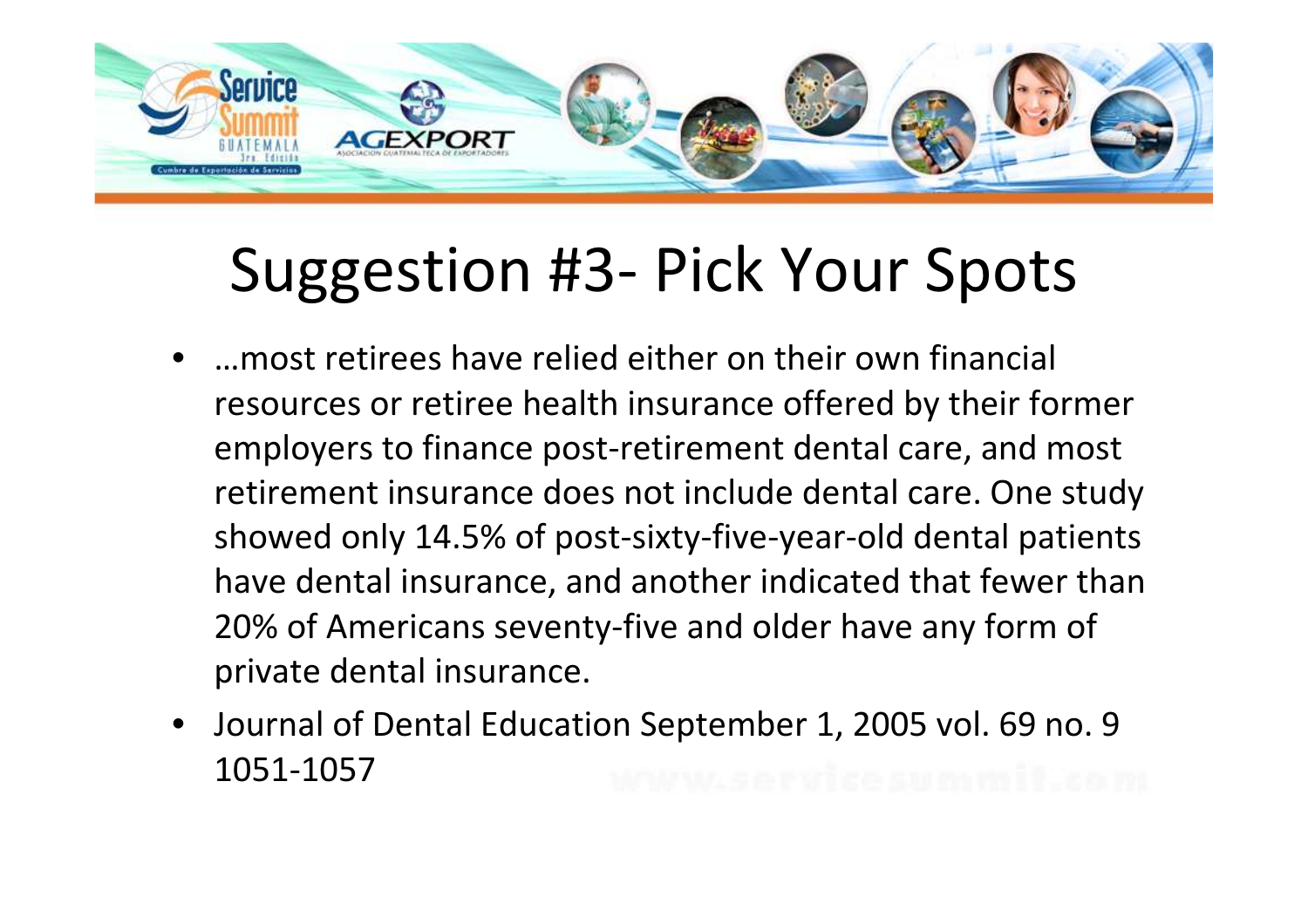# Suggestion #3- Pick Your Spots

- …most retirees have relied either on their own financial resources or retiree health insurance offered by their former employers to finance post-retirement dental care, and most retirement insurance does not include dental care. One study showed only 14.5% of post-sixty-five-year-old dental patients have dental insurance, and another indicated that fewer than 20% of Americans seventy-five and older have any form of private dental insurance.
- Journal of Dental Education September 1, 2005 vol. 69 no. 9 1051-1057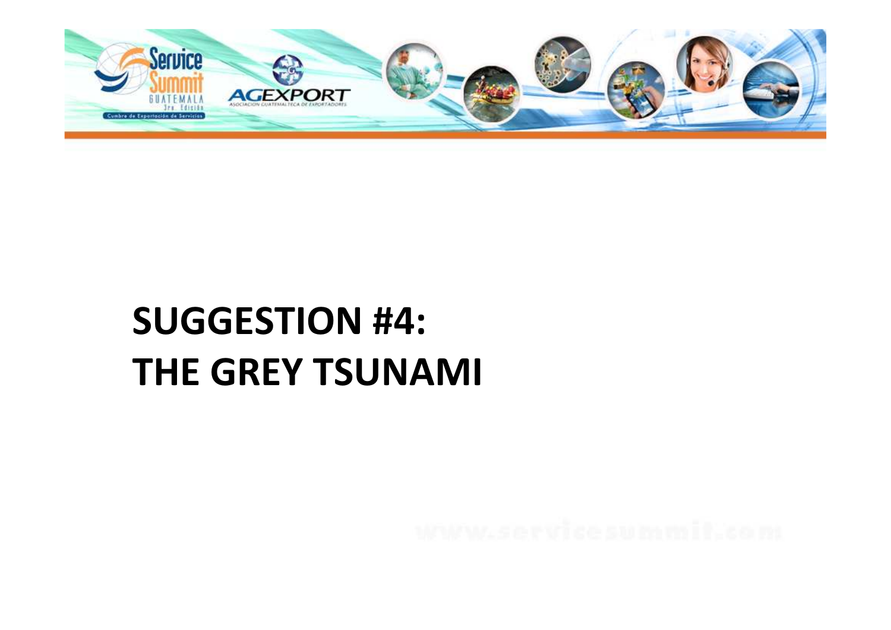# SUGGESTION #4: THE GREY TSUNAMI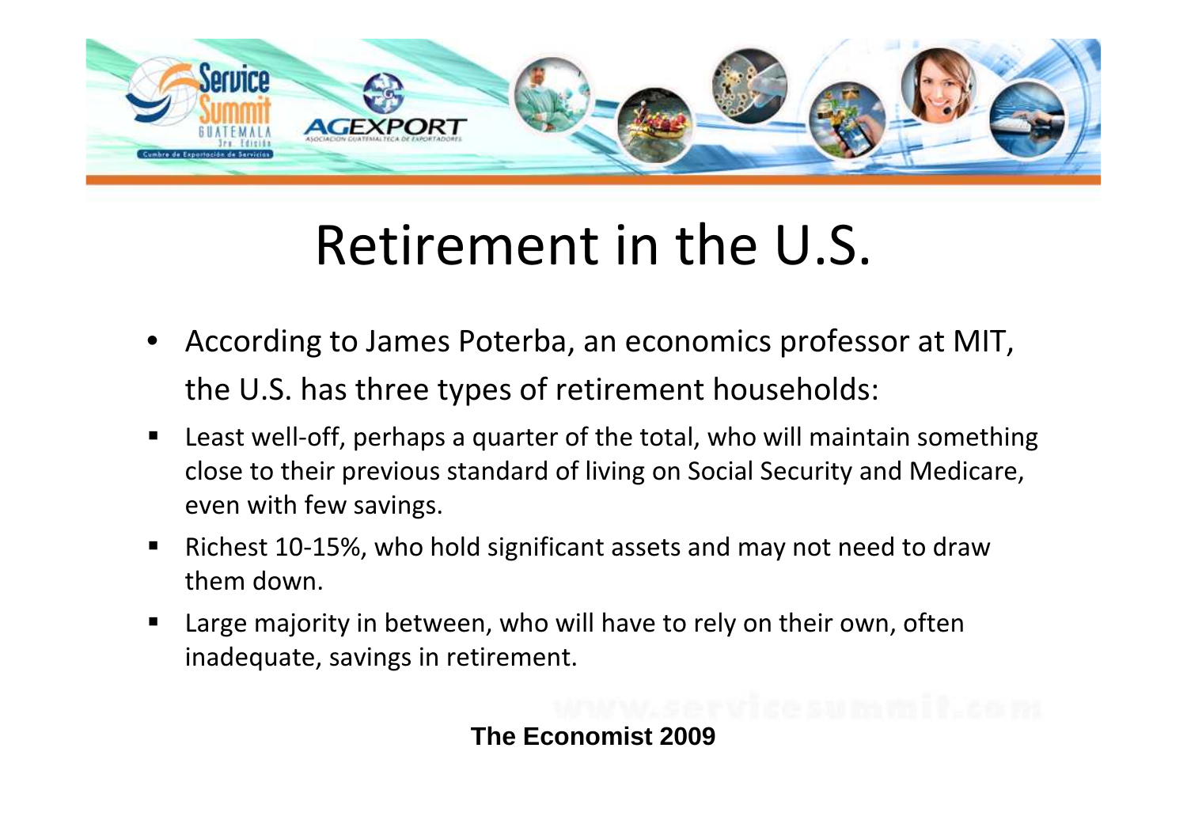# Retirement in the U.S.

- According to James Poterba, an economics professor at MIT, the U.S. has three types of retirement households:
  - Least well-off, perhaps a quarter of the total, who will maintain something close to their previous standard of living on Social Security and Medicare, even with few savings.
  - Richest 10-15%, who hold significant assets and may not need to draw them down.
  - Large majority in between, who will have to rely on their own, often inadequate, savings in retirement.

**The Economist 2009**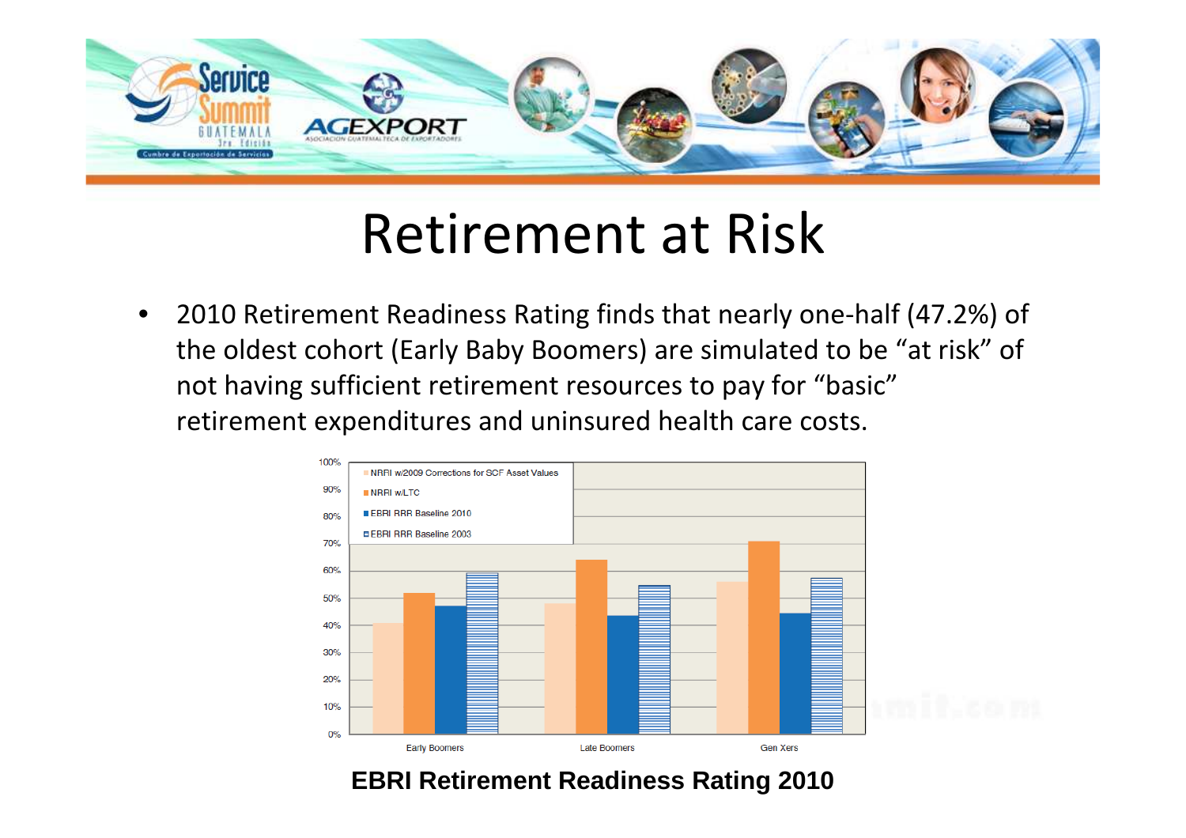# Retirement at Risk

- 2010 Retirement Readiness Rating finds that nearly one-half (47.2%) of the oldest cohort (Early Baby Boomers) are simulated to be "at risk" of not having sufficient retirement resources to pay for "basic" retirement expenditures and uninsured health care costs.

**EBRI Retirement Readiness Rating 2010**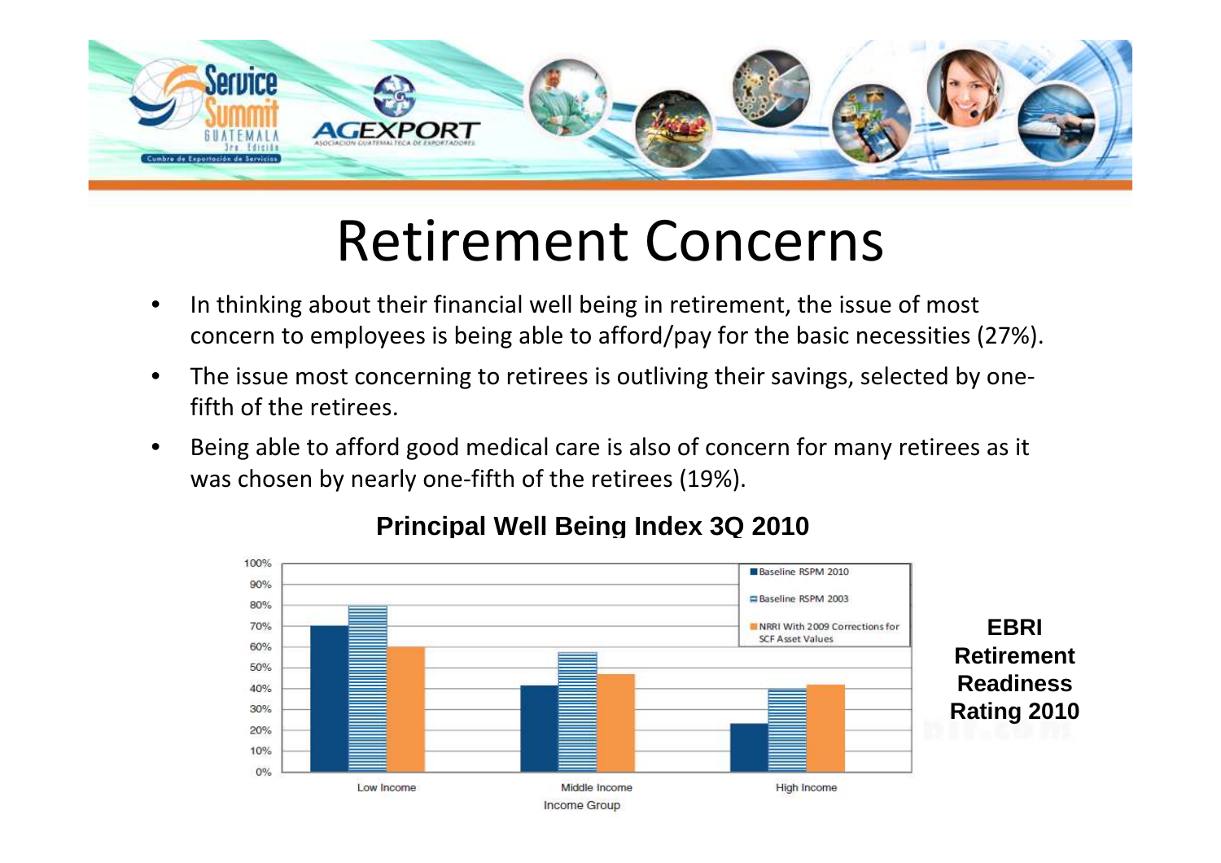# Retirement Concerns

- In thinking about their financial well being in retirement, the issue of most concern to employees is being able to afford/pay for the basic necessities (27%).
- The issue most concerning to retirees is outliving their savings, selected by one-fifth of the retirees.
- Being able to afford good medical care is also of concern for many retirees as it was chosen by nearly one-fifth of the retirees (19%).

**Principal Well Being Index 3Q 2010**

| Income Group | Baseline RSPM 2010 | Baseline RSPM 2003 | NRRI With 2009 Corrections for SCF Asset Values |
|---|---|---|---|
| Low Income | 70% | 80% | 60% |
| Middle Income | 42% | 58% | 47% |
| High Income | 23% | 40% | 42% |

**EBRI Retirement Readiness Rating 2010**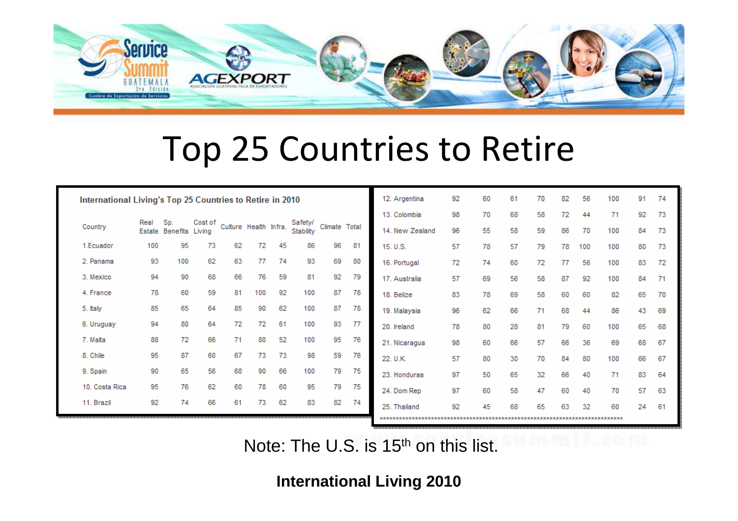# Top 25 Countries to Retire

**International Living's Top 25 Countries to Retire in 2010**

| Country | Real Estate | Sp. Benefits | Cost of Living | Culture | Health | Infra. | Safety/ Stability | Climate | Total |
|---|---|---|---|---|---|---|---|---|---|
| 1.Ecuador | 100 | 95 | 73 | 62 | 72 | 45 | 86 | 96 | 81 |
| 2. Panama | 93 | 100 | 62 | 63 | 77 | 74 | 93 | 69 | 80 |
| 3. Mexico | 94 | 90 | 68 | 66 | 76 | 59 | 81 | 92 | 79 |
| 4. France | 78 | 60 | 59 | 81 | 100 | 92 | 100 | 87 | 78 |
| 5. Italy | 85 | 65 | 64 | 85 | 90 | 62 | 100 | 87 | 78 |
| 6. Uruguay | 94 | 80 | 64 | 72 | 72 | 61 | 100 | 93 | 77 |
| 7. Malta | 88 | 72 | 66 | 71 | 80 | 52 | 100 | 95 | 76 |
| 8. Chile | 95 | 87 | 60 | 67 | 73 | 73 | 98 | 59 | 76 |
| 9. Spain | 90 | 65 | 56 | 68 | 90 | 66 | 100 | 79 | 75 |
| 10. Costa Rica | 95 | 76 | 62 | 60 | 78 | 60 | 95 | 79 | 75 |
| 11. Brazil | 92 | 74 | 66 | 61 | 73 | 62 | 83 | 82 | 74 |
| 12. Argentina | 92 | 60 | 61 | 70 | 82 | 56 | 100 | 91 | 74 |
| 13. Colombia | 98 | 70 | 68 | 58 | 72 | 44 | 71 | 92 | 73 |
| 14. New Zealand | 96 | 55 | 58 | 59 | 86 | 70 | 100 | 84 | 73 |
| 15. U.S. | 57 | 78 | 57 | 79 | 78 | 100 | 100 | 80 | 73 |
| 16. Portugal | 72 | 74 | 60 | 72 | 77 | 56 | 100 | 83 | 72 |
| 17. Australia | 57 | 69 | 56 | 58 | 87 | 92 | 100 | 84 | 71 |
| 18. Belize | 83 | 78 | 69 | 58 | 60 | 60 | 82 | 65 | 70 |
| 19. Malaysia | 96 | 62 | 66 | 71 | 68 | 44 | 86 | 43 | 69 |
| 20. Ireland | 78 | 80 | 28 | 81 | 79 | 60 | 100 | 65 | 68 |
| 21. Nicaragua | 98 | 60 | 66 | 57 | 66 | 36 | 69 | 68 | 67 |
| 22. U.K. | 57 | 80 | 30 | 70 | 84 | 80 | 100 | 66 | 67 |
| 23. Honduras | 97 | 50 | 65 | 32 | 66 | 40 | 71 | 83 | 64 |
| 24. Dom Rep | 97 | 60 | 58 | 47 | 60 | 40 | 70 | 57 | 63 |
| 25. Thailand | 92 | 45 | 68 | 65 | 63 | 32 | 60 | 24 | 61 |

Note: The U.S. is 15th on this list.

**International Living 2010**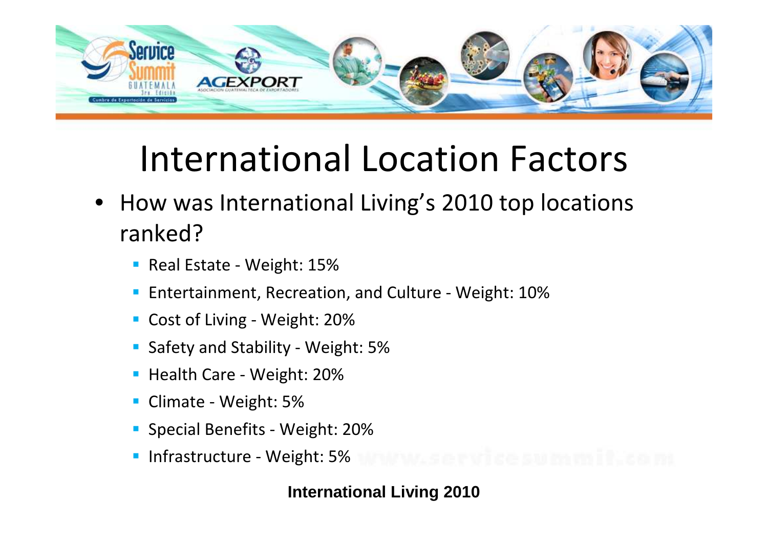# International Location Factors

- How was International Living's 2010 top locations ranked?
  - Real Estate - Weight: 15%
  - Entertainment, Recreation, and Culture - Weight: 10%
  - Cost of Living - Weight: 20%
  - Safety and Stability - Weight: 5%
  - Health Care - Weight: 20%
  - Climate - Weight: 5%
  - Special Benefits - Weight: 20%
  - Infrastructure - Weight: 5%

**International Living 2010**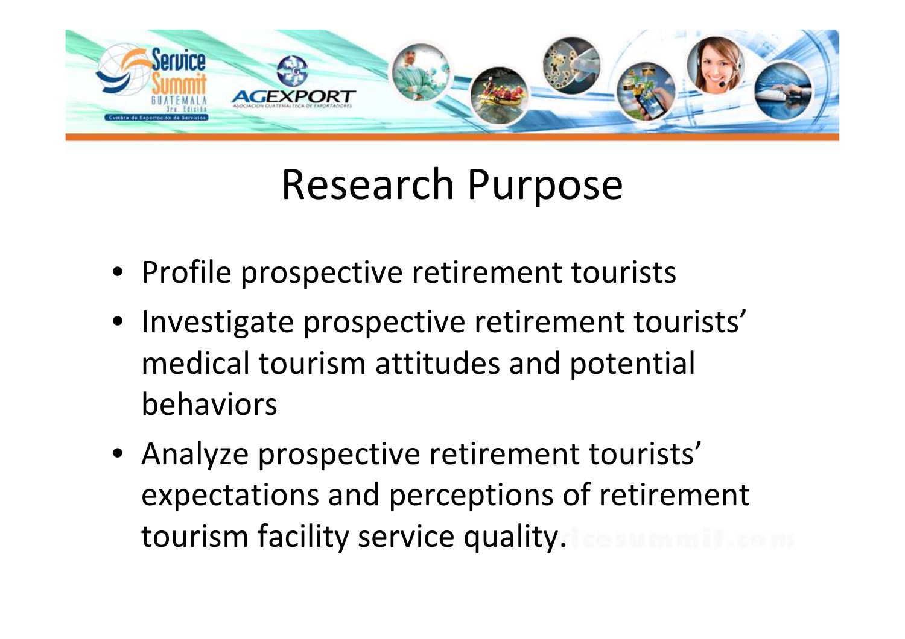# Research Purpose

- Profile prospective retirement tourists
- Investigate prospective retirement tourists' medical tourism attitudes and potential behaviors
- Analyze prospective retirement tourists' expectations and perceptions of retirement tourism facility service quality.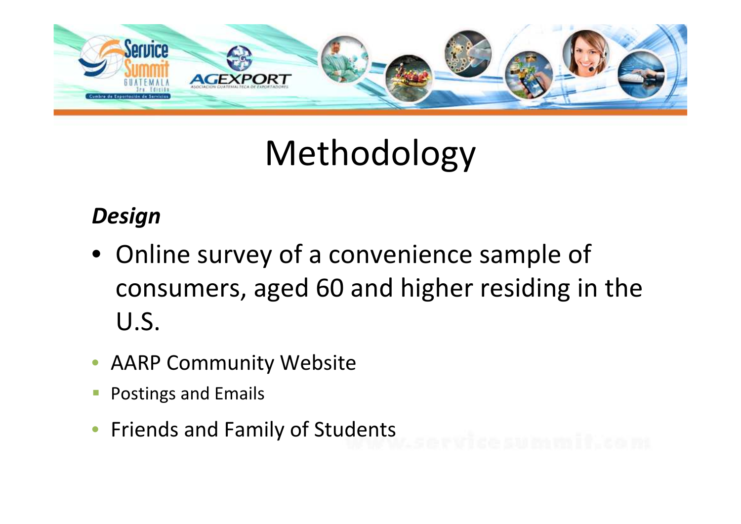# Methodology

***Design***

- Online survey of a convenience sample of consumers, aged 60 and higher residing in the U.S.
- AARP Community Website
  - Postings and Emails
- Friends and Family of Students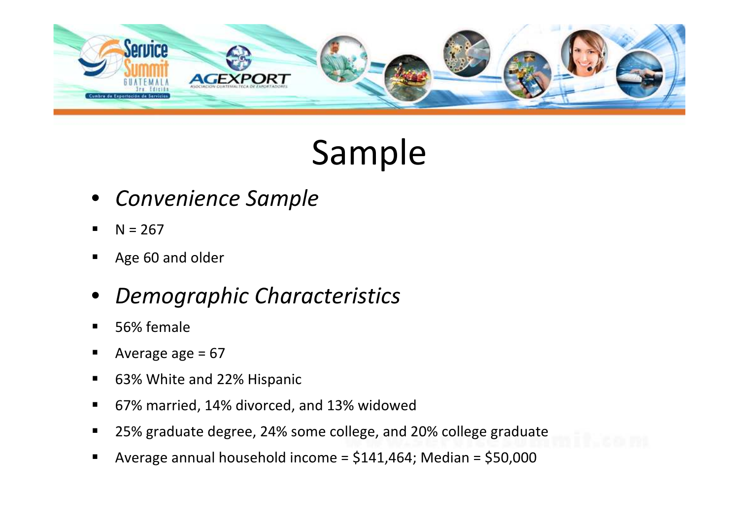# Sample

- *Convenience Sample*
  - N = 267
  - Age 60 and older
- *Demographic Characteristics*
  - 56% female
  - Average age = 67
  - 63% White and 22% Hispanic
  - 67% married, 14% divorced, and 13% widowed
  - 25% graduate degree, 24% some college, and 20% college graduate
  - Average annual household income = $141,464; Median = $50,000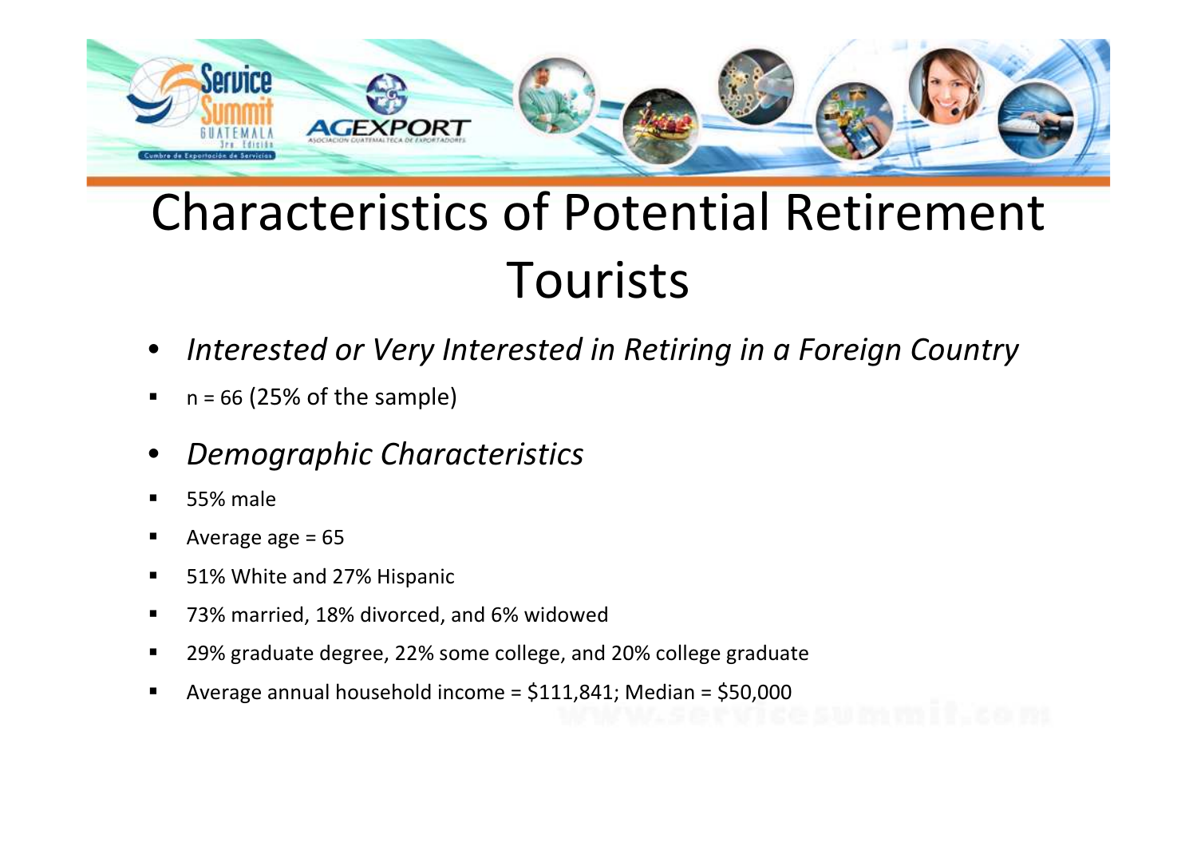# Characteristics of Potential Retirement Tourists

- *Interested or Very Interested in Retiring in a Foreign Country*
  - n = 66 (25% of the sample)
- *Demographic Characteristics*
  - 55% male
  - Average age = 65
  - 51% White and 27% Hispanic
  - 73% married, 18% divorced, and 6% widowed
  - 29% graduate degree, 22% some college, and 20% college graduate
  - Average annual household income = $111,841; Median = $50,000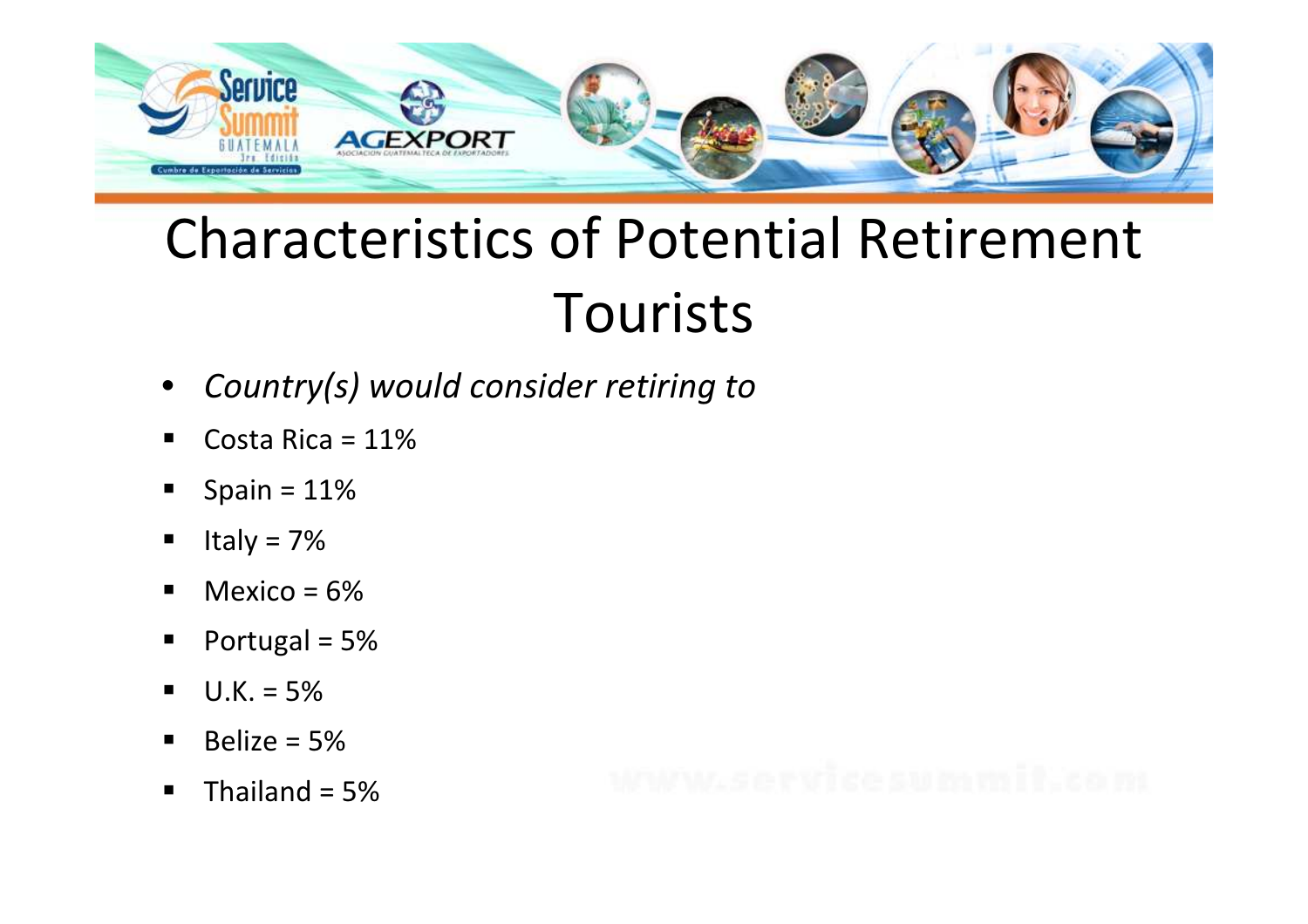# Characteristics of Potential Retirement Tourists

- *Country(s) would consider retiring to*
  - Costa Rica = 11%
  - Spain = 11%
  - Italy = 7%
  - Mexico = 6%
  - Portugal = 5%
  - U.K. = 5%
  - Belize = 5%
  - Thailand = 5%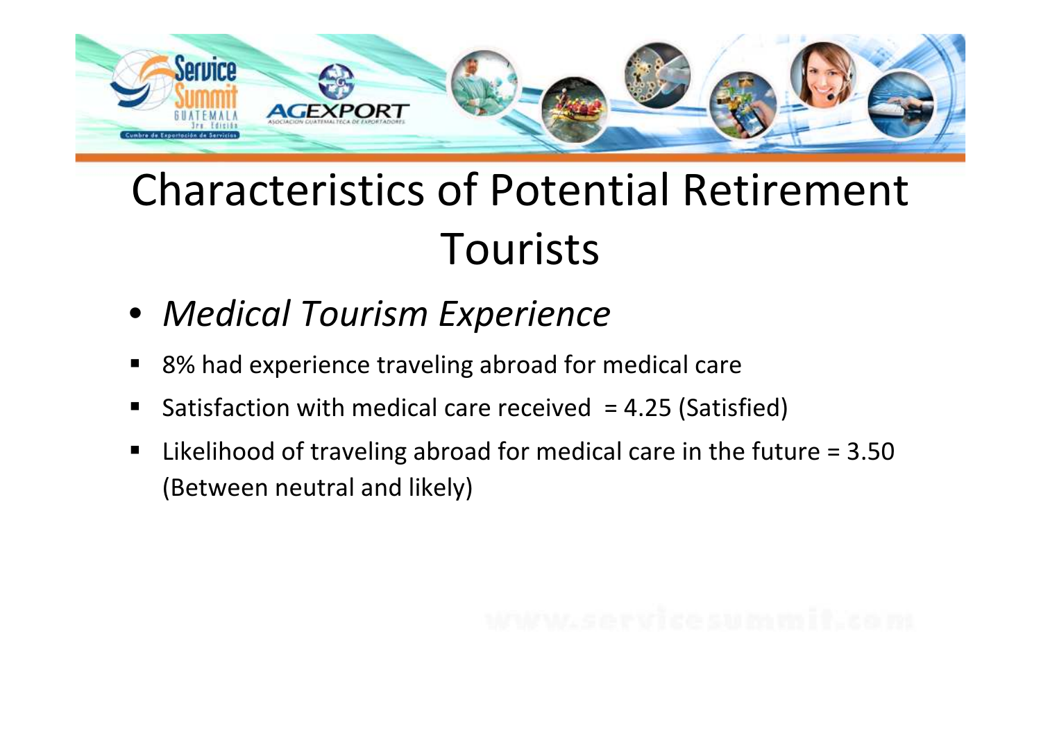# Characteristics of Potential Retirement Tourists

- *Medical Tourism Experience*

- 8% had experience traveling abroad for medical care
- Satisfaction with medical care received = 4.25 (Satisfied)
- Likelihood of traveling abroad for medical care in the future = 3.50 (Between neutral and likely)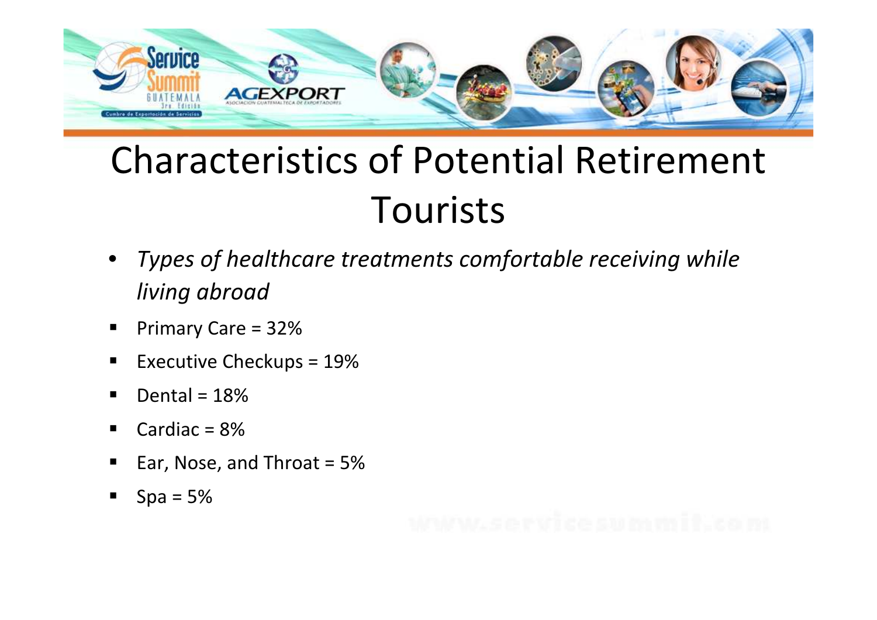# Characteristics of Potential Retirement Tourists

- *Types of healthcare treatments comfortable receiving while living abroad*
  - Primary Care = 32%
  - Executive Checkups = 19%
  - Dental = 18%
  - Cardiac = 8%
  - Ear, Nose, and Throat = 5%
  - Spa = 5%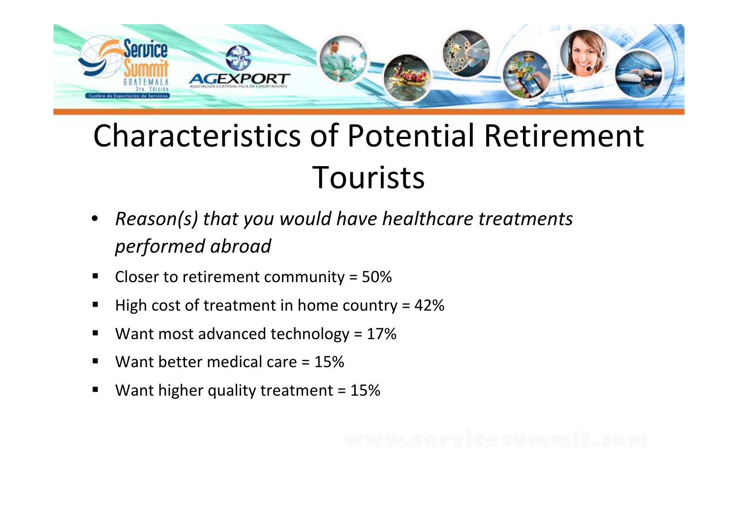# Characteristics of Potential Retirement Tourists

- *Reason(s) that you would have healthcare treatments performed abroad*
  - Closer to retirement community = 50%
  - High cost of treatment in home country = 42%
  - Want most advanced technology = 17%
  - Want better medical care = 15%
  - Want higher quality treatment = 15%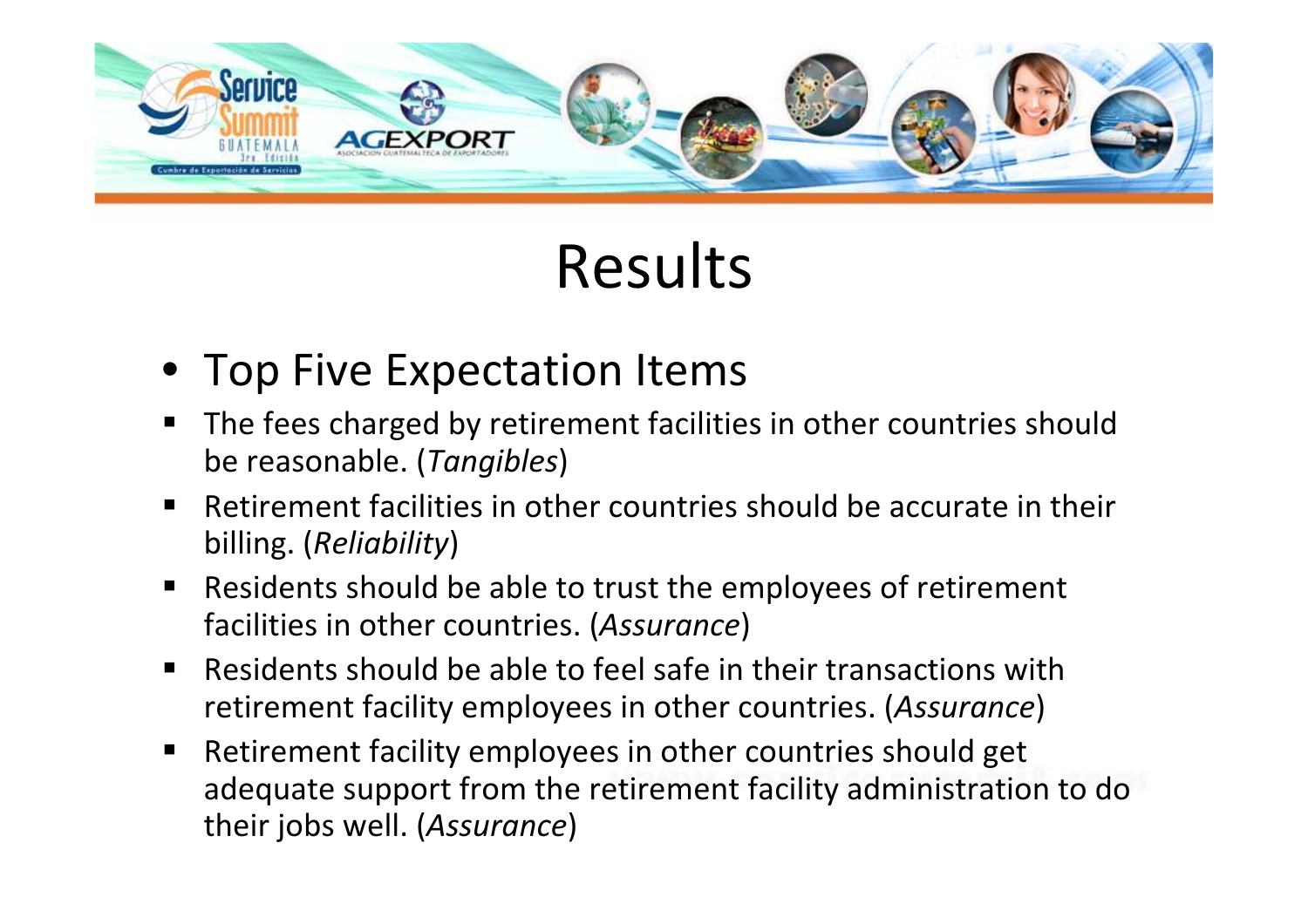# Results

- Top Five Expectation Items
  - The fees charged by retirement facilities in other countries should be reasonable. (*Tangibles*)
  - Retirement facilities in other countries should be accurate in their billing. (*Reliability*)
  - Residents should be able to trust the employees of retirement facilities in other countries. (*Assurance*)
  - Residents should be able to feel safe in their transactions with retirement facility employees in other countries. (*Assurance*)
  - Retirement facility employees in other countries should get adequate support from the retirement facility administration to do their jobs well. (*Assurance*)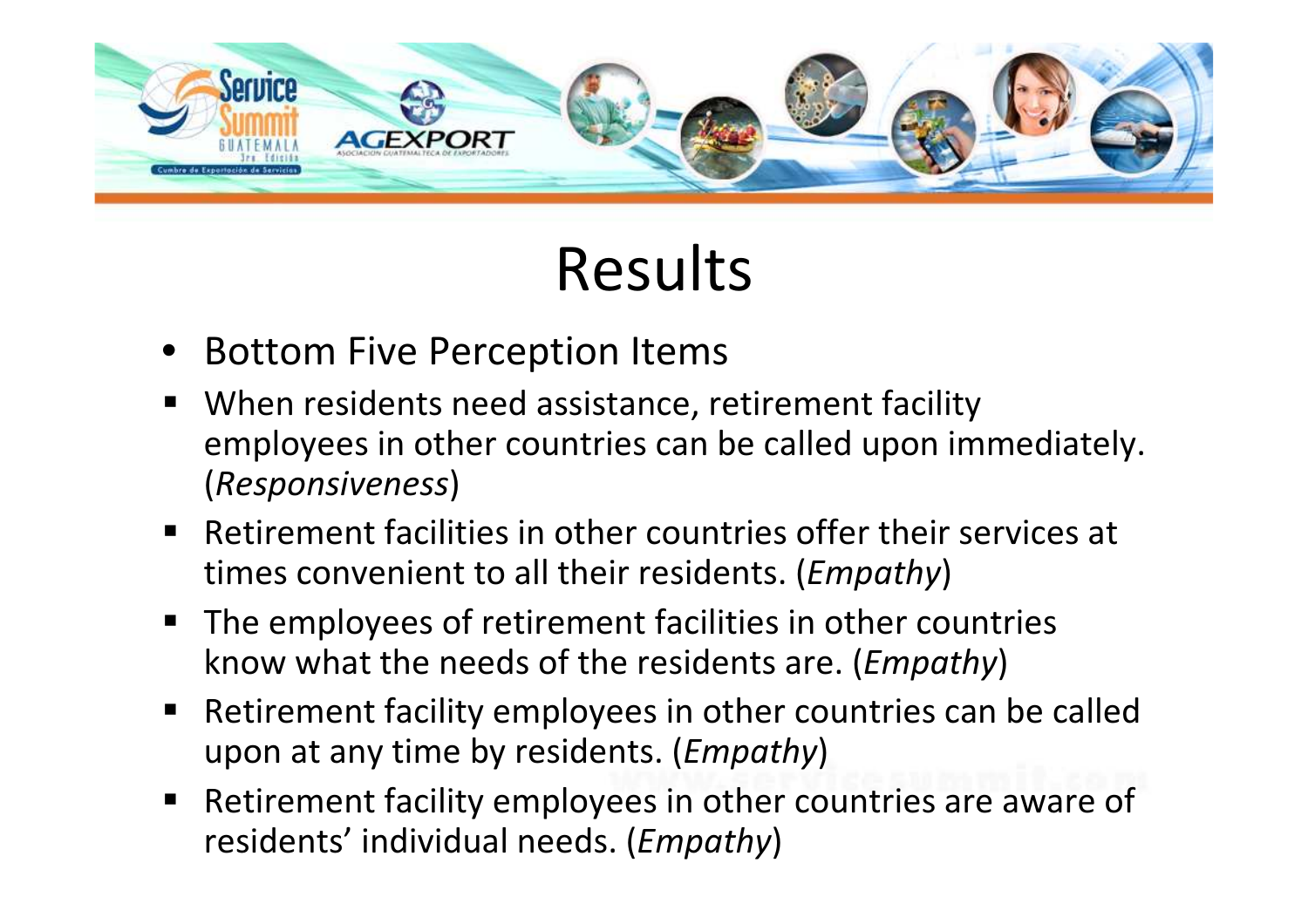# Results

- Bottom Five Perception Items
  - When residents need assistance, retirement facility employees in other countries can be called upon immediately. (*Responsiveness*)
  - Retirement facilities in other countries offer their services at times convenient to all their residents. (*Empathy*)
  - The employees of retirement facilities in other countries know what the needs of the residents are. (*Empathy*)
  - Retirement facility employees in other countries can be called upon at any time by residents. (*Empathy*)
  - Retirement facility employees in other countries are aware of residents' individual needs. (*Empathy*)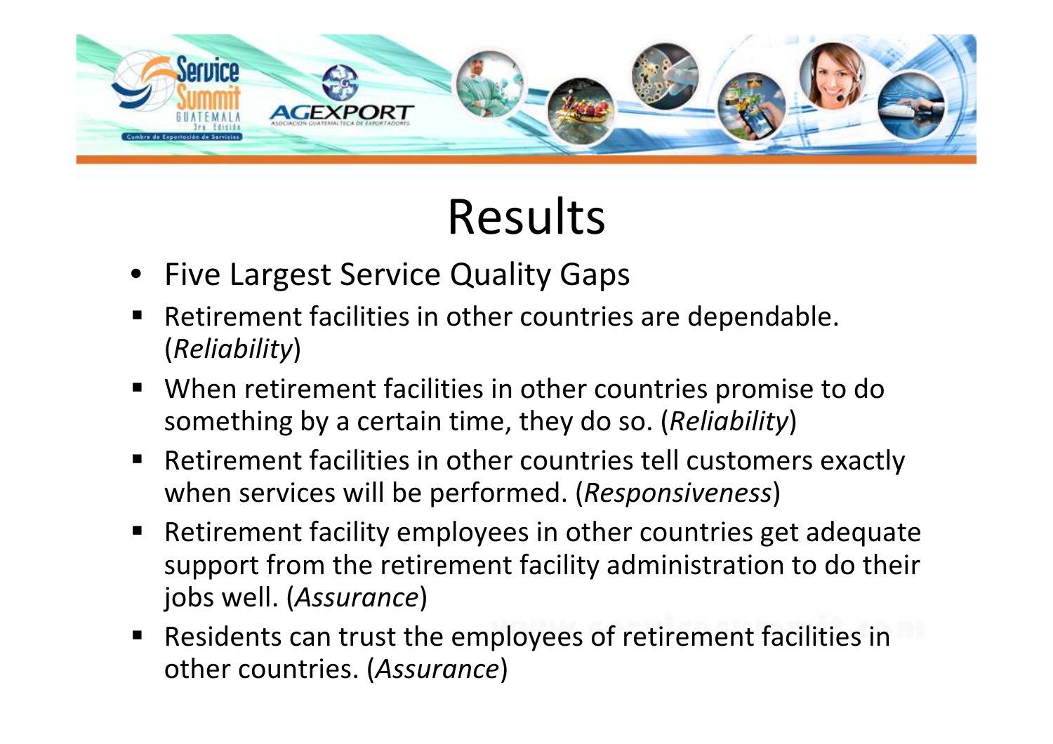# Results

- Five Largest Service Quality Gaps
  - Retirement facilities in other countries are dependable. (*Reliability*)
  - When retirement facilities in other countries promise to do something by a certain time, they do so. (*Reliability*)
  - Retirement facilities in other countries tell customers exactly when services will be performed. (*Responsiveness*)
  - Retirement facility employees in other countries get adequate support from the retirement facility administration to do their jobs well. (*Assurance*)
  - Residents can trust the employees of retirement facilities in other countries. (*Assurance*)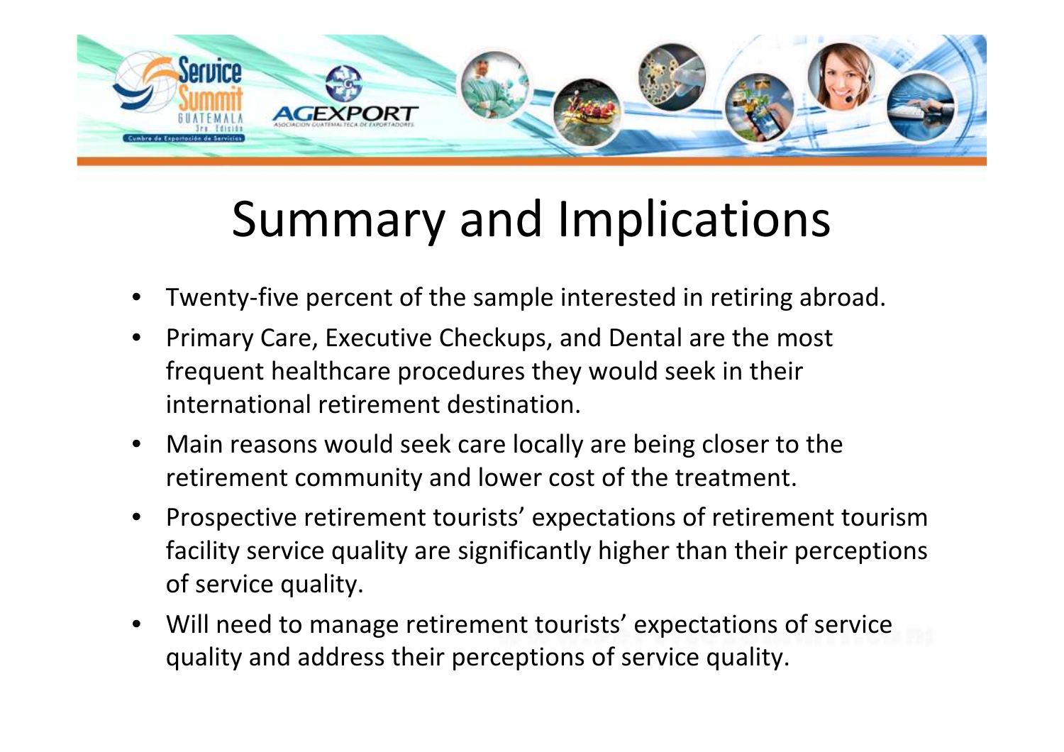# Summary and Implications

- Twenty-five percent of the sample interested in retiring abroad.
- Primary Care, Executive Checkups, and Dental are the most frequent healthcare procedures they would seek in their international retirement destination.
- Main reasons would seek care locally are being closer to the retirement community and lower cost of the treatment.
- Prospective retirement tourists' expectations of retirement tourism facility service quality are significantly higher than their perceptions of service quality.
- Will need to manage retirement tourists' expectations of service quality and address their perceptions of service quality.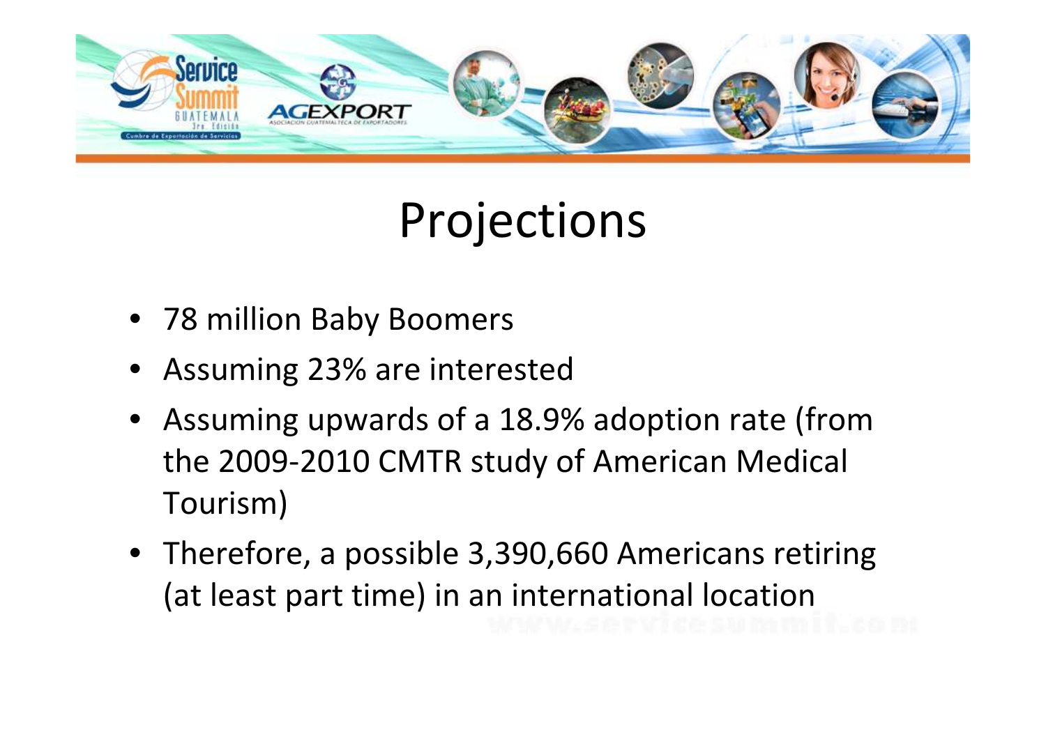# Projections

- 78 million Baby Boomers
- Assuming 23% are interested
- Assuming upwards of a 18.9% adoption rate (from the 2009-2010 CMTR study of American Medical Tourism)
- Therefore, a possible 3,390,660 Americans retiring (at least part time) in an international location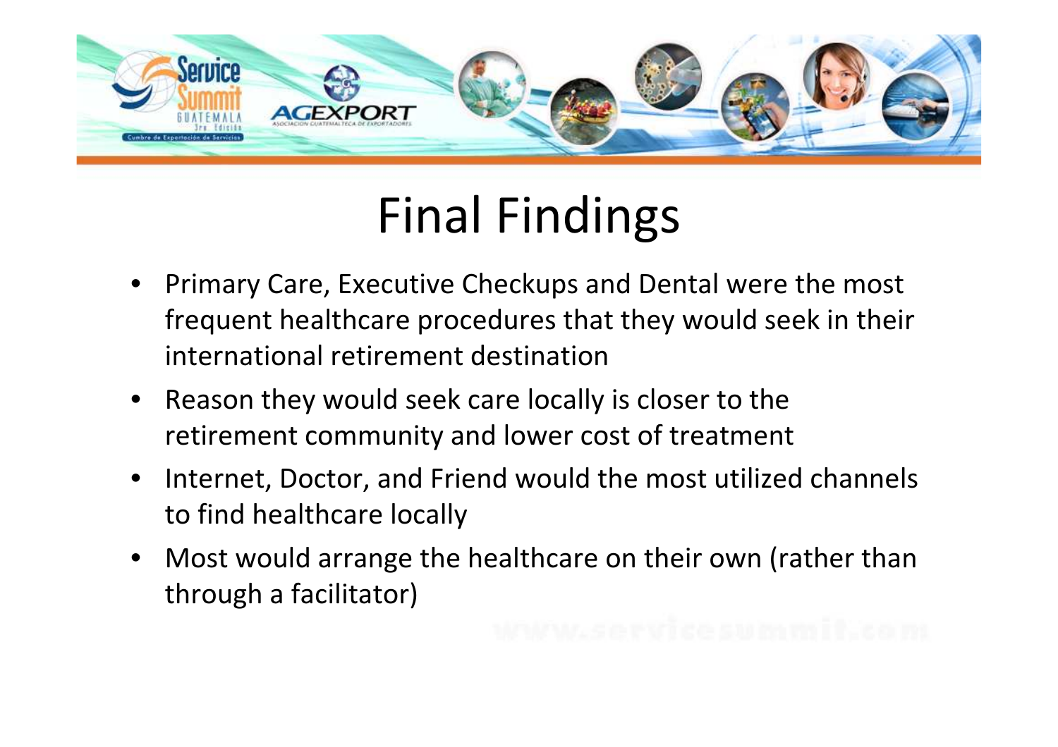# Final Findings

- Primary Care, Executive Checkups and Dental were the most frequent healthcare procedures that they would seek in their international retirement destination
- Reason they would seek care locally is closer to the retirement community and lower cost of treatment
- Internet, Doctor, and Friend would the most utilized channels to find healthcare locally
- Most would arrange the healthcare on their own (rather than through a facilitator)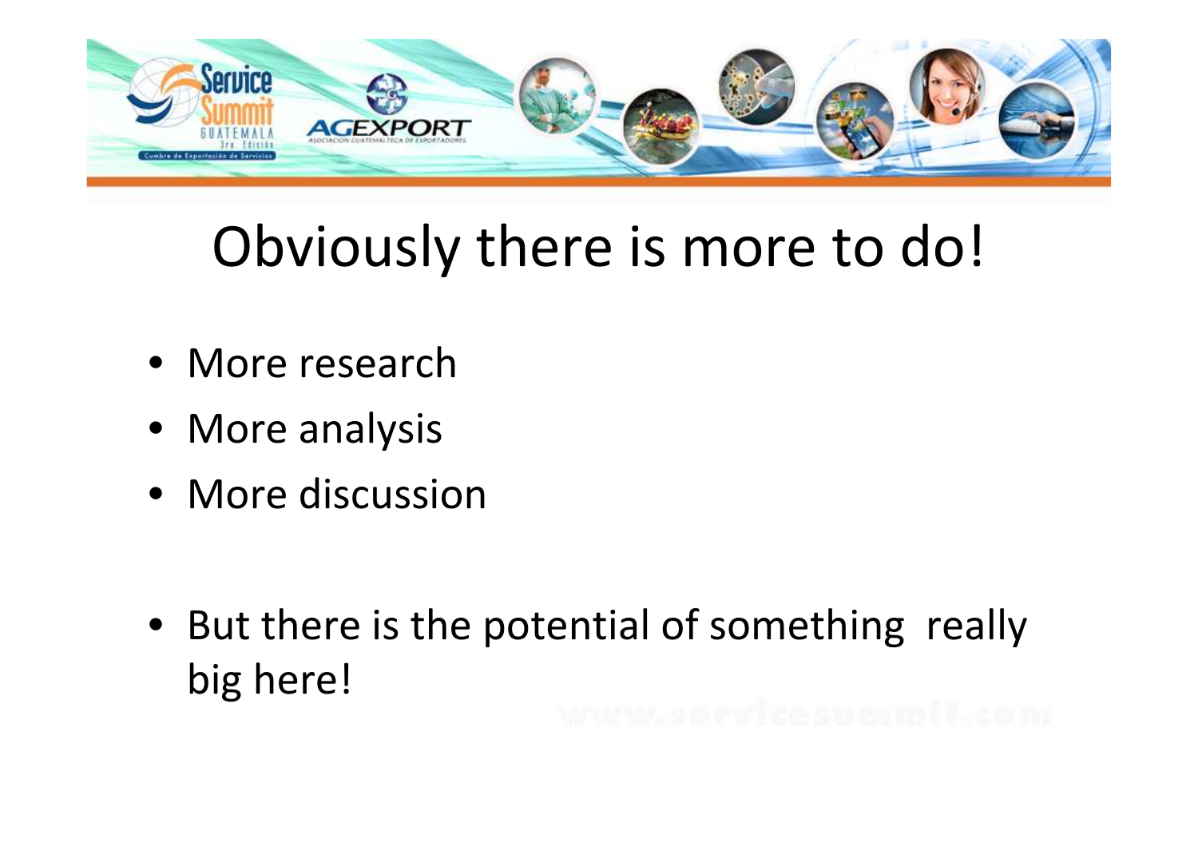# Obviously there is more to do!

- More research
- More analysis
- More discussion

- But there is the potential of something really big here!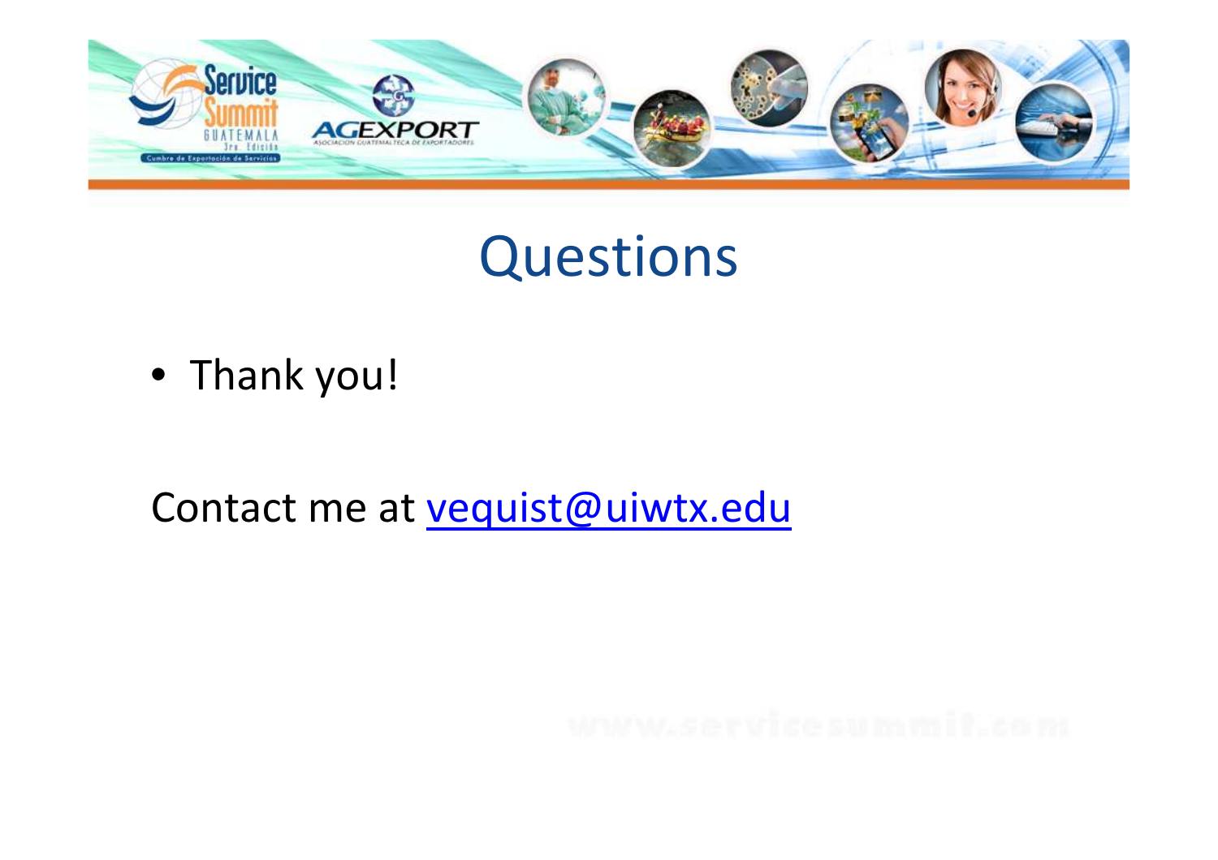# Questions

- Thank you!

Contact me at vequist@uiwtx.edu